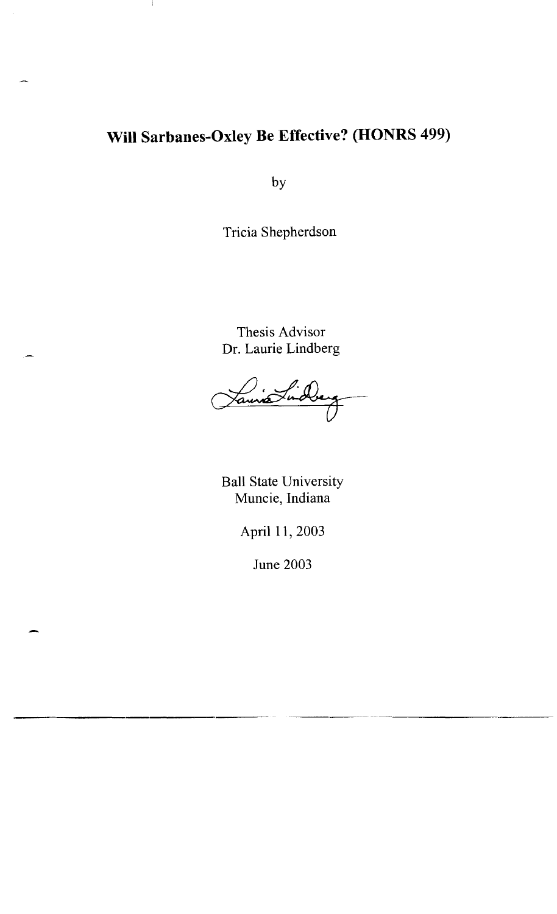# Will Sarbanes-Oxley Be Effective? (HONRS 499)

by

Tricia Shepherdson

Thesis Advisor

Dr. Laurie Lindberg

Ball State University

Muncie, Indiana

April 11, 2003

June 2003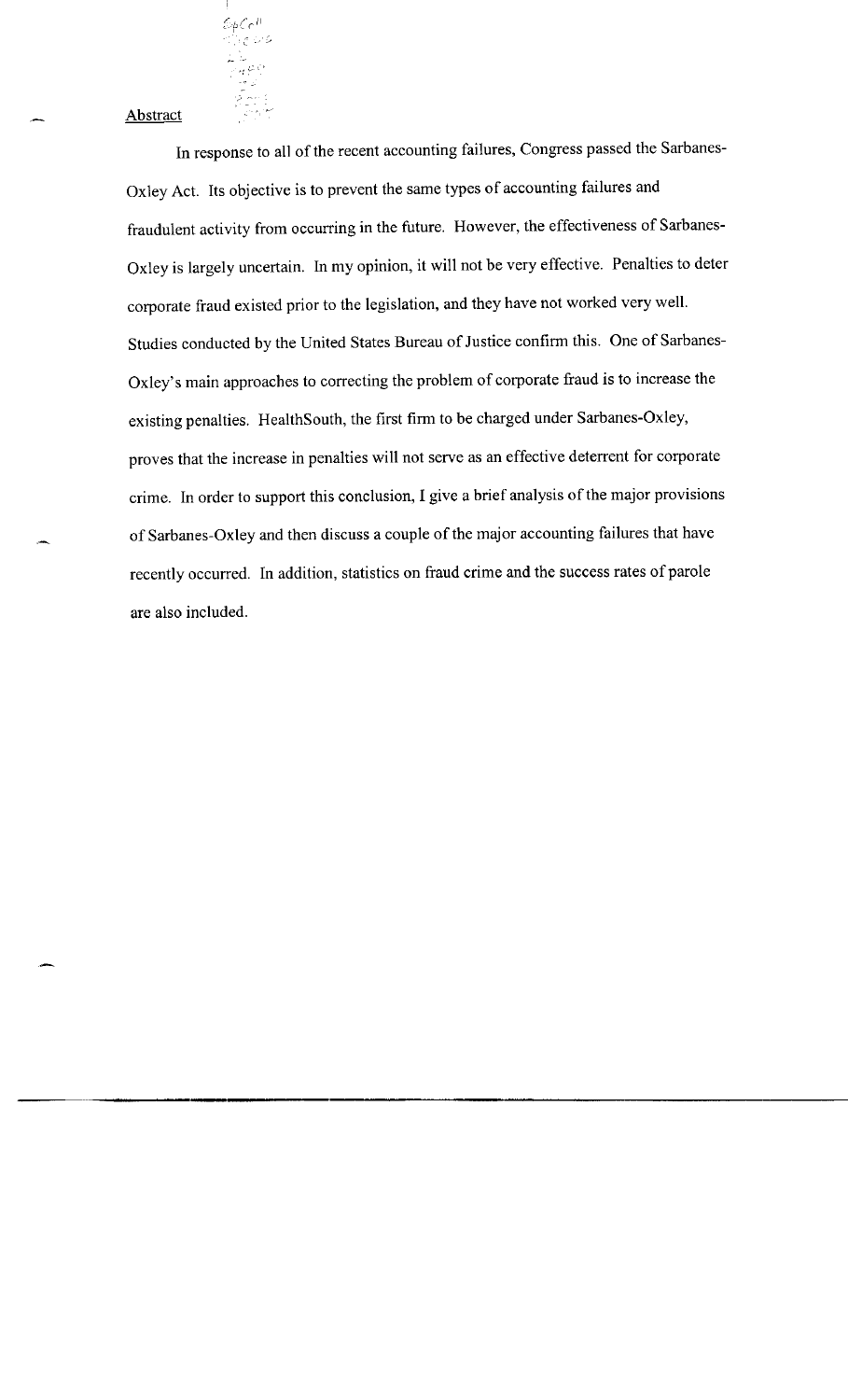## Abstract

In response to all of the recent accounting failures, Congress passed the Sarbanes-Oxley Act. Its objective is to prevent the same types of accounting failures and fraudulent activity from occurring in the future. However, the effectiveness of Sarbanes-Oxley is largely uncertain. In my opinion, it will not be very effective. Penalties to deter corporate fraud existed prior to the legislation, and they have not worked very well. Studies conducted by the United States Bureau of Justice confirm this. One of Sarbanes-Oxley's main approaches to correcting the problem of corporate fraud is to increase the existing penalties. HealthSouth, the first firm to be charged under Sarbanes-Oxley, proves that the increase in penalties will not serve as an effective deterrent for corporate crime. In order to support this conclusion, I give a brief analysis of the major provisions of Sarbanes-Oxley and then discuss a couple of the major accounting failures that have recently occurred. In addition, statistics on fraud crime and the success rates of parole are also included.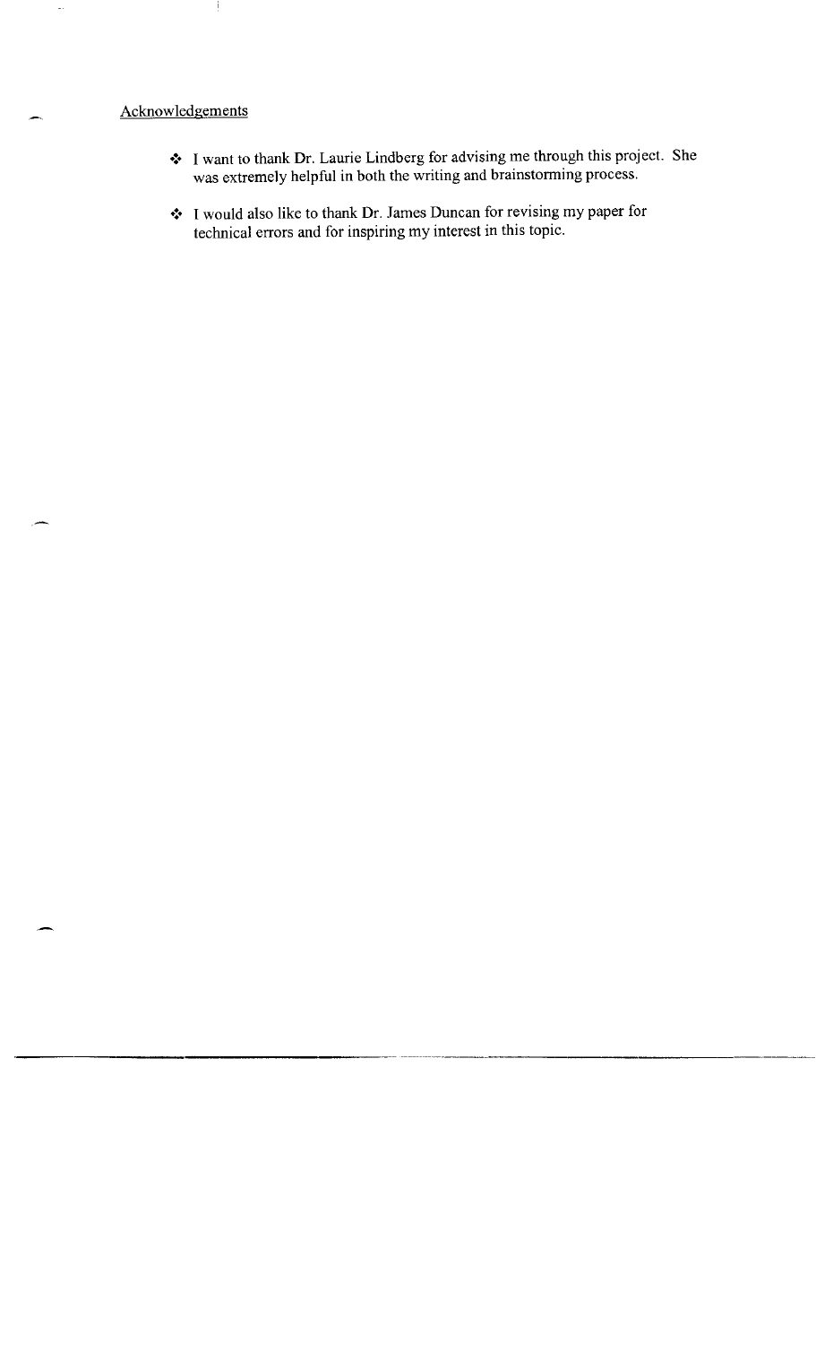Acknowledgements

- I want to thank Dr. Laurie Lindberg for advising me through this project. She was extremely helpful in both the writing and brainstorming process.

- I would also like to thank Dr. James Duncan for revising my paper for technical errors and for inspiring my interest in this topic.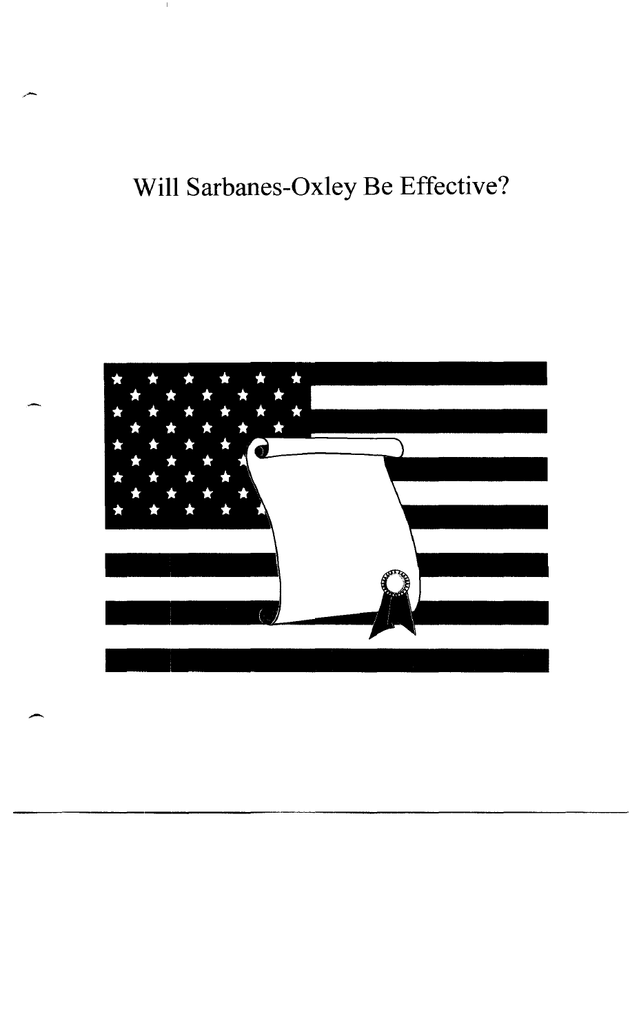# Will Sarbanes-Oxley Be Effective?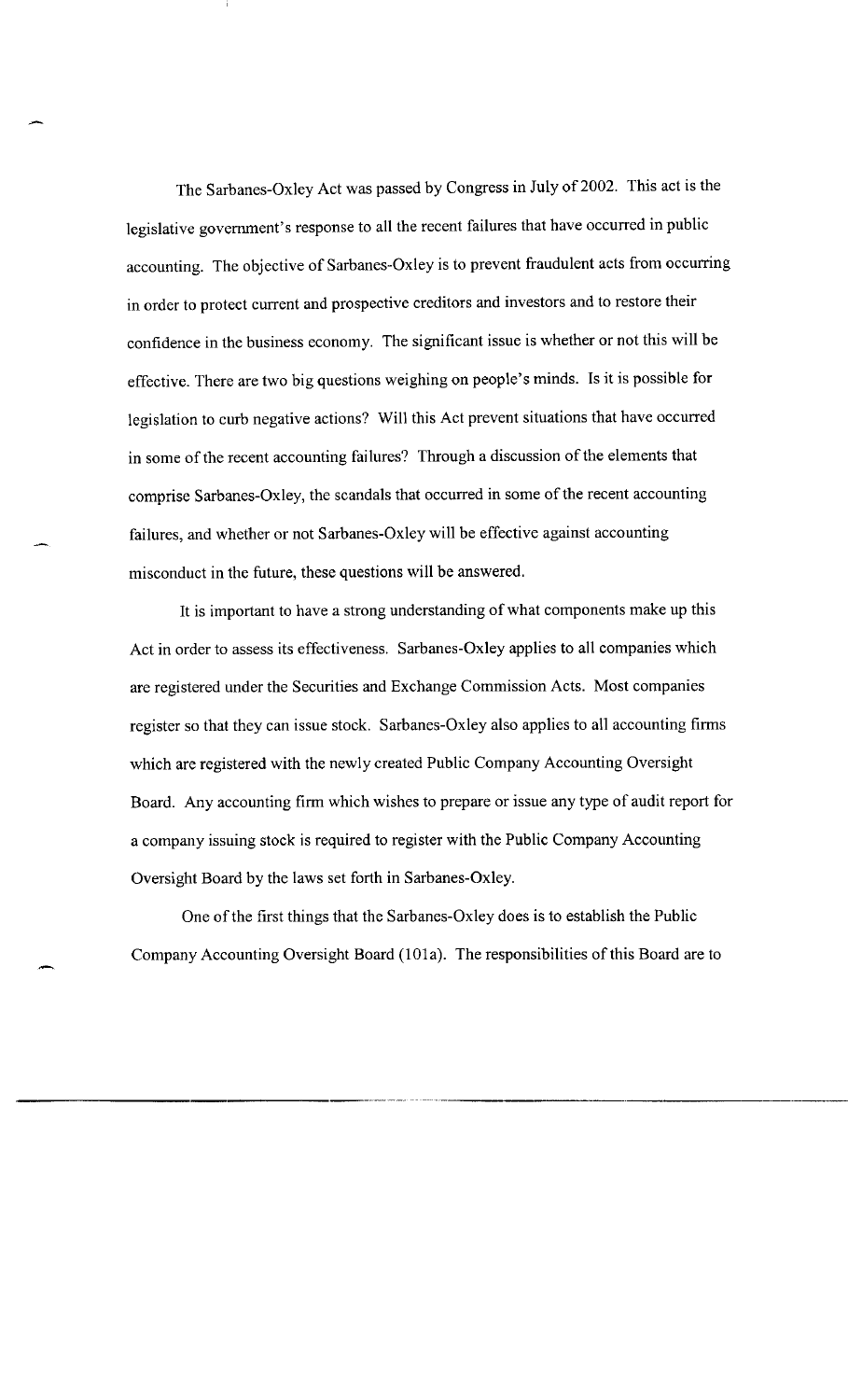The Sarbanes-Oxley Act was passed by Congress in July of 2002. This act is the legislative government's response to all the recent failures that have occurred in public accounting. The objective of Sarbanes-Oxley is to prevent fraudulent acts from occurring in order to protect current and prospective creditors and investors and to restore their confidence in the business economy. The significant issue is whether or not this will be effective. There are two big questions weighing on people's minds. Is it is possible for legislation to curb negative actions? Will this Act prevent situations that have occurred in some of the recent accounting failures? Through a discussion of the elements that comprise Sarbanes-Oxley, the scandals that occurred in some of the recent accounting failures, and whether or not Sarbanes-Oxley will be effective against accounting misconduct in the future, these questions will be answered.

It is important to have a strong understanding of what components make up this Act in order to assess its effectiveness. Sarbanes-Oxley applies to all companies which are registered under the Securities and Exchange Commission Acts. Most companies register so that they can issue stock. Sarbanes-Oxley also applies to all accounting firms which are registered with the newly created Public Company Accounting Oversight Board. Any accounting firm which wishes to prepare or issue any type of audit report for a company issuing stock is required to register with the Public Company Accounting Oversight Board by the laws set forth in Sarbanes-Oxley.

One of the first things that the Sarbanes-Oxley does is to establish the Public Company Accounting Oversight Board (101a). The responsibilities of this Board are to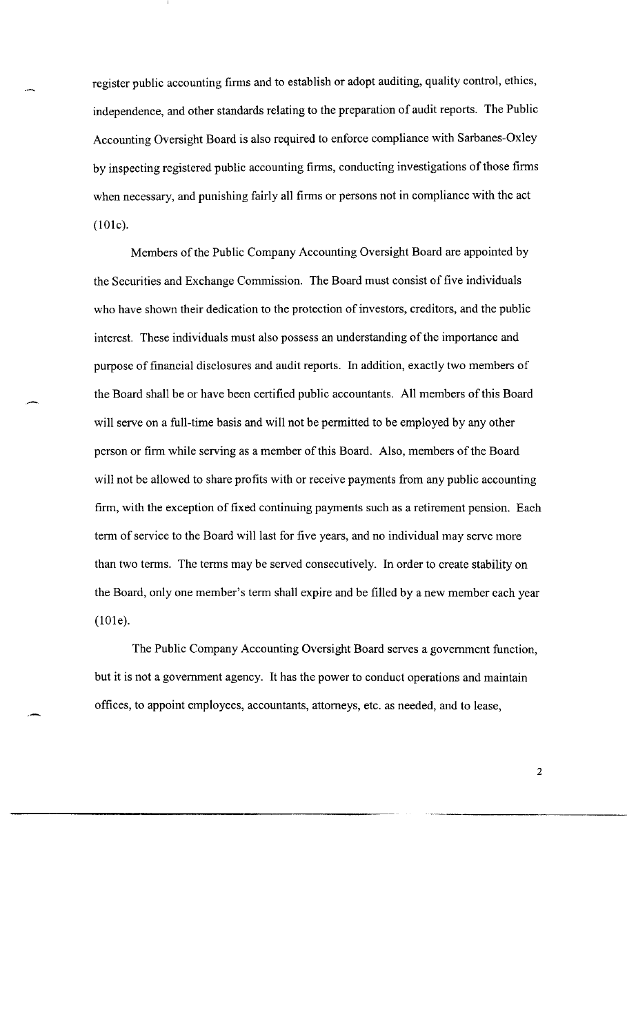register public accounting firms and to establish or adopt auditing, quality control, ethics, independence, and other standards relating to the preparation of audit reports. The Public Accounting Oversight Board is also required to enforce compliance with Sarbanes-Oxley by inspecting registered public accounting firms, conducting investigations of those firms when necessary, and punishing fairly all firms or persons not in compliance with the act (101c).

Members of the Public Company Accounting Oversight Board are appointed by the Securities and Exchange Commission. The Board must consist of five individuals who have shown their dedication to the protection of investors, creditors, and the public interest. These individuals must also possess an understanding of the importance and purpose of financial disclosures and audit reports. In addition, exactly two members of the Board shall be or have been certified public accountants. All members of this Board will serve on a full-time basis and will not be permitted to be employed by any other person or firm while serving as a member of this Board. Also, members of the Board will not be allowed to share profits with or receive payments from any public accounting firm, with the exception of fixed continuing payments such as a retirement pension. Each term of service to the Board will last for five years, and no individual may serve more than two terms. The terms may be served consecutively. In order to create stability on the Board, only one member's term shall expire and be filled by a new member each year (101e).

The Public Company Accounting Oversight Board serves a government function, but it is not a government agency. It has the power to conduct operations and maintain offices, to appoint employees, accountants, attorneys, etc. as needed, and to lease,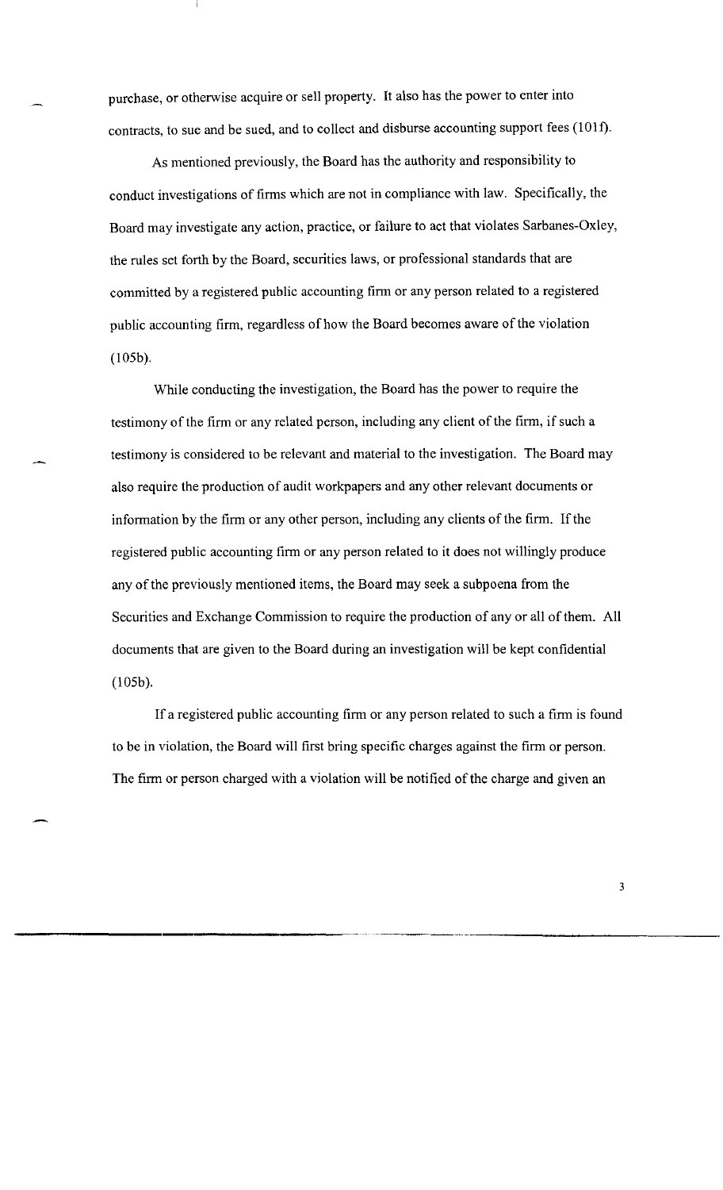purchase, or otherwise acquire or sell property. It also has the power to enter into contracts, to sue and be sued, and to collect and disburse accounting support fees (101f).

As mentioned previously, the Board has the authority and responsibility to conduct investigations of firms which are not in compliance with law. Specifically, the Board may investigate any action, practice, or failure to act that violates Sarbanes-Oxley, the rules set forth by the Board, securities laws, or professional standards that are committed by a registered public accounting firm or any person related to a registered public accounting firm, regardless of how the Board becomes aware of the violation (105b).

While conducting the investigation, the Board has the power to require the testimony of the firm or any related person, including any client of the firm, if such a testimony is considered to be relevant and material to the investigation. The Board may also require the production of audit workpapers and any other relevant documents or information by the firm or any other person, including any clients of the firm. If the registered public accounting firm or any person related to it does not willingly produce any of the previously mentioned items, the Board may seek a subpoena from the Securities and Exchange Commission to require the production of any or all of them. All documents that are given to the Board during an investigation will be kept confidential (105b).

If a registered public accounting firm or any person related to such a firm is found to be in violation, the Board will first bring specific charges against the firm or person. The firm or person charged with a violation will be notified of the charge and given an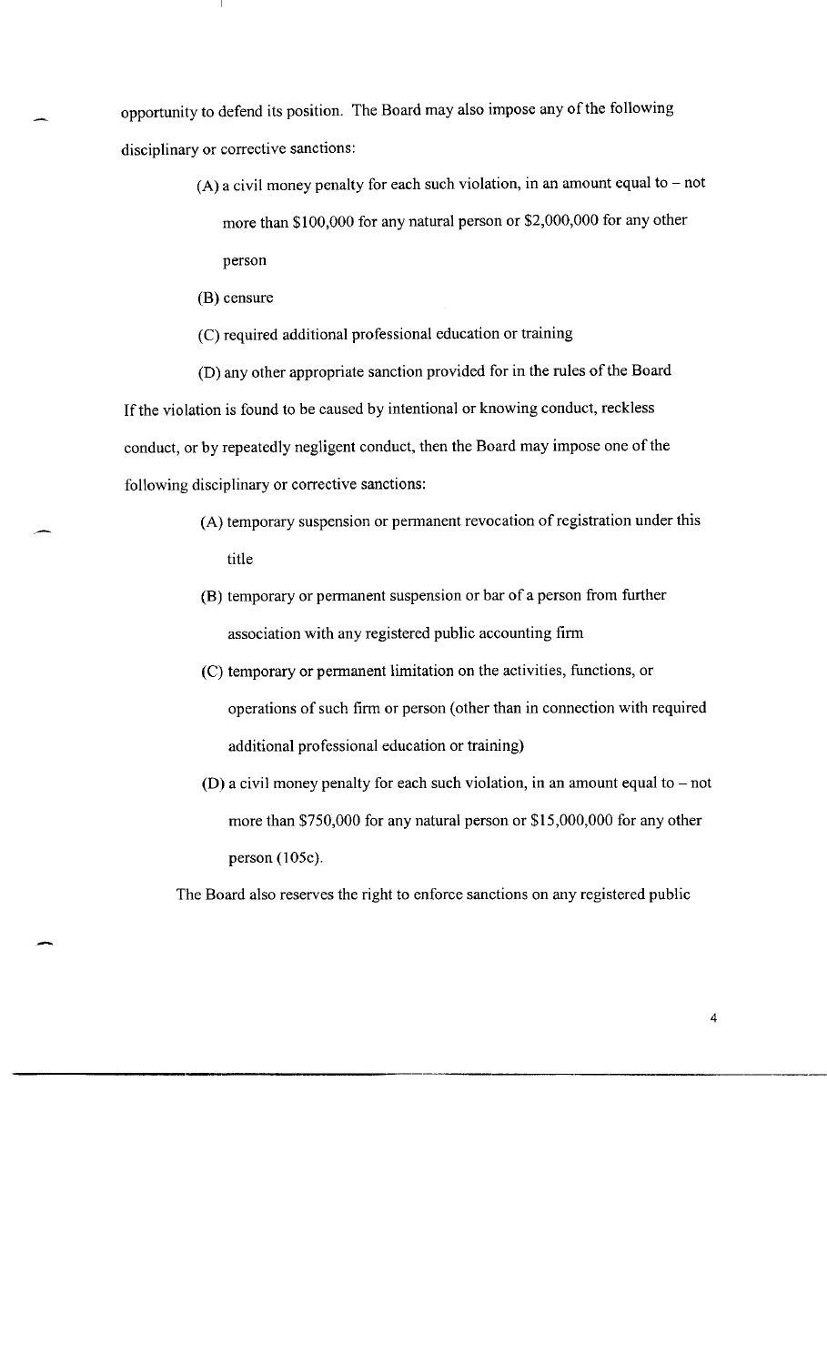opportunity to defend its position. The Board may also impose any of the following disciplinary or corrective sanctions:

> (A) a civil money penalty for each such violation, in an amount equal to – not more than $100,000 for any natural person or $2,000,000 for any other person
>
> (B) censure
>
> (C) required additional professional education or training
>
> (D) any other appropriate sanction provided for in the rules of the Board

If the violation is found to be caused by intentional or knowing conduct, reckless conduct, or by repeatedly negligent conduct, then the Board may impose one of the following disciplinary or corrective sanctions:

> (A) temporary suspension or permanent revocation of registration under this title
>
> (B) temporary or permanent suspension or bar of a person from further association with any registered public accounting firm
>
> (C) temporary or permanent limitation on the activities, functions, or operations of such firm or person (other than in connection with required additional professional education or training)
>
> (D) a civil money penalty for each such violation, in an amount equal to – not more than $750,000 for any natural person or $15,000,000 for any other person (105c).

The Board also reserves the right to enforce sanctions on any registered public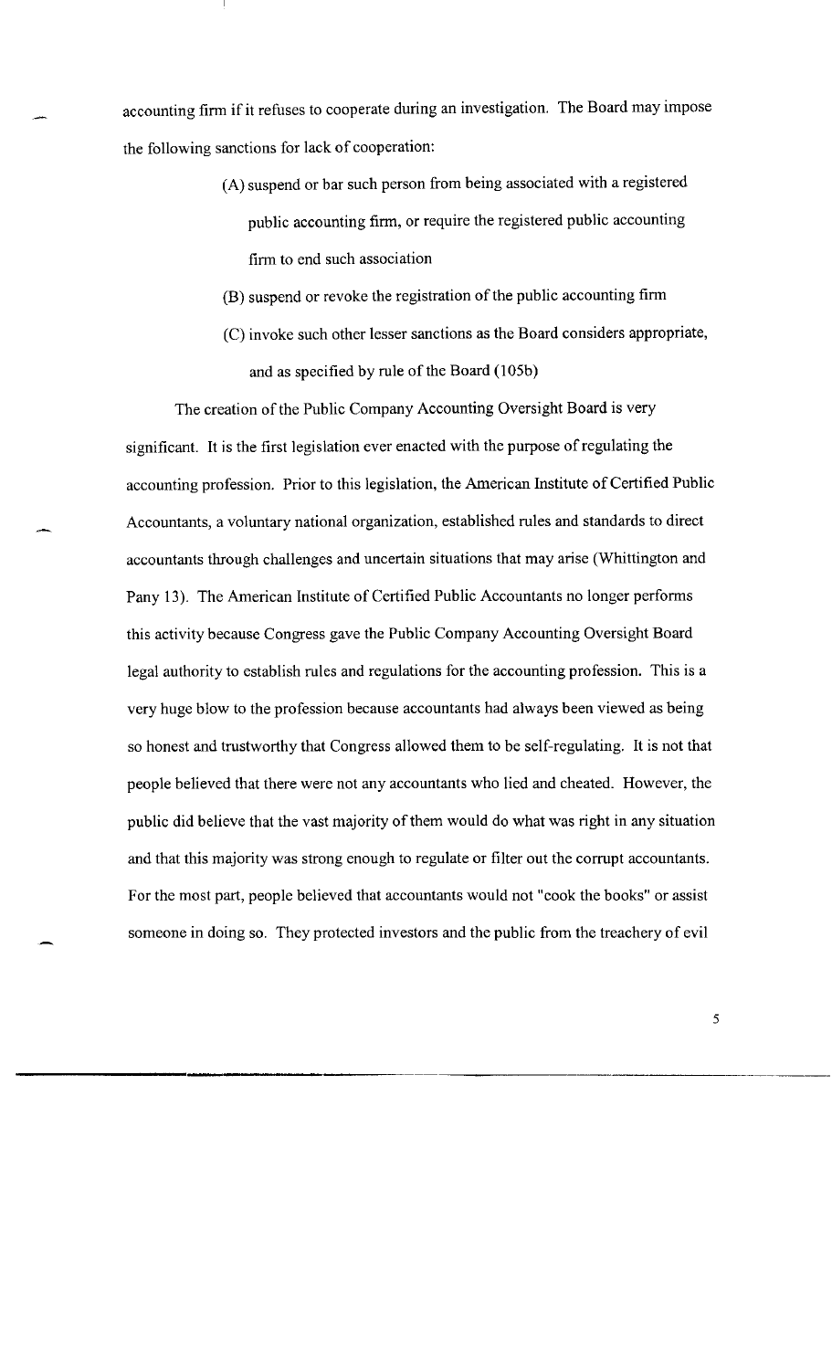accounting firm if it refuses to cooperate during an investigation. The Board may impose the following sanctions for lack of cooperation:

> (A) suspend or bar such person from being associated with a registered public accounting firm, or require the registered public accounting firm to end such association
>
> (B) suspend or revoke the registration of the public accounting firm
>
> (C) invoke such other lesser sanctions as the Board considers appropriate, and as specified by rule of the Board (105b)

The creation of the Public Company Accounting Oversight Board is very significant. It is the first legislation ever enacted with the purpose of regulating the accounting profession. Prior to this legislation, the American Institute of Certified Public Accountants, a voluntary national organization, established rules and standards to direct accountants through challenges and uncertain situations that may arise (Whittington and Pany 13). The American Institute of Certified Public Accountants no longer performs this activity because Congress gave the Public Company Accounting Oversight Board legal authority to establish rules and regulations for the accounting profession. This is a very huge blow to the profession because accountants had always been viewed as being so honest and trustworthy that Congress allowed them to be self-regulating. It is not that people believed that there were not any accountants who lied and cheated. However, the public did believe that the vast majority of them would do what was right in any situation and that this majority was strong enough to regulate or filter out the corrupt accountants. For the most part, people believed that accountants would not "cook the books" or assist someone in doing so. They protected investors and the public from the treachery of evil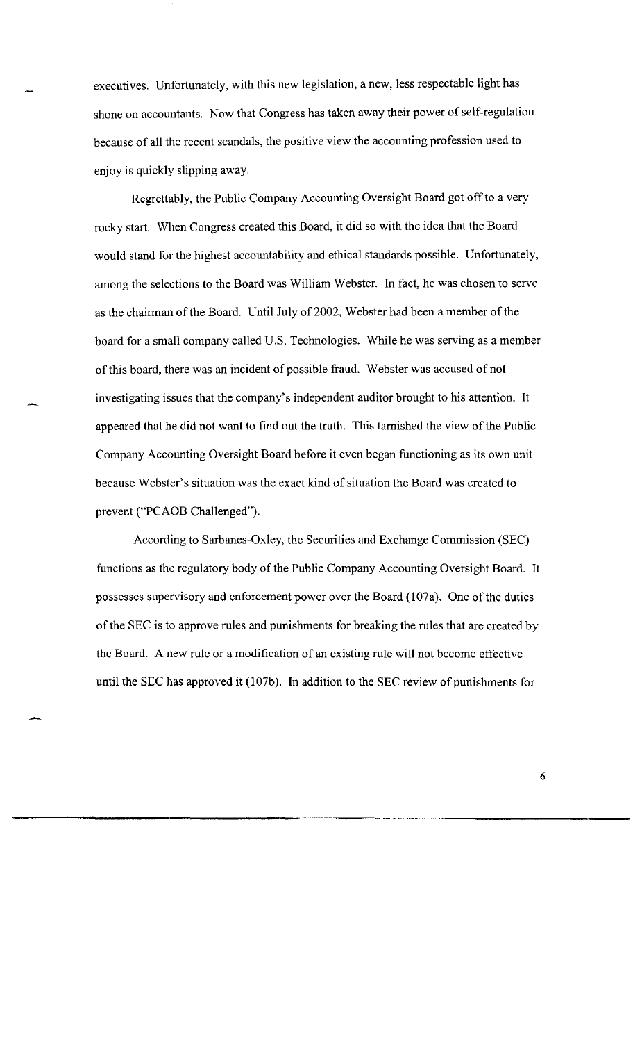executives. Unfortunately, with this new legislation, a new, less respectable light has shone on accountants. Now that Congress has taken away their power of self-regulation because of all the recent scandals, the positive view the accounting profession used to enjoy is quickly slipping away.

Regrettably, the Public Company Accounting Oversight Board got off to a very rocky start. When Congress created this Board, it did so with the idea that the Board would stand for the highest accountability and ethical standards possible. Unfortunately, among the selections to the Board was William Webster. In fact, he was chosen to serve as the chairman of the Board. Until July of 2002, Webster had been a member of the board for a small company called U.S. Technologies. While he was serving as a member of this board, there was an incident of possible fraud. Webster was accused of not investigating issues that the company's independent auditor brought to his attention. It appeared that he did not want to find out the truth. This tarnished the view of the Public Company Accounting Oversight Board before it even began functioning as its own unit because Webster's situation was the exact kind of situation the Board was created to prevent ("PCAOB Challenged").

According to Sarbanes-Oxley, the Securities and Exchange Commission (SEC) functions as the regulatory body of the Public Company Accounting Oversight Board. It possesses supervisory and enforcement power over the Board (107a). One of the duties of the SEC is to approve rules and punishments for breaking the rules that are created by the Board. A new rule or a modification of an existing rule will not become effective until the SEC has approved it (107b). In addition to the SEC review of punishments for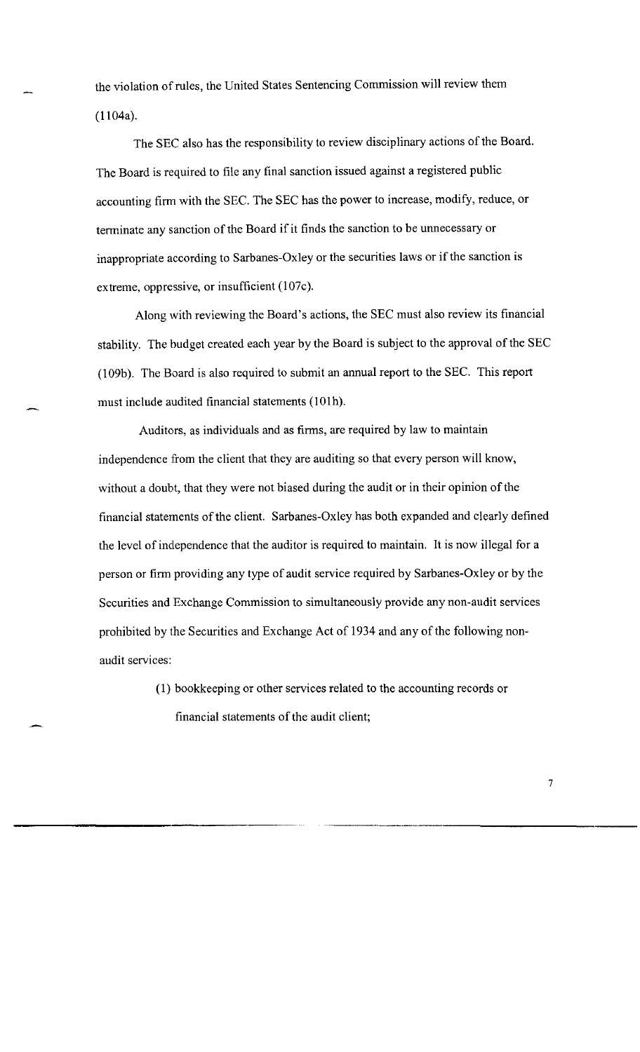the violation of rules, the United States Sentencing Commission will review them (1104a).

The SEC also has the responsibility to review disciplinary actions of the Board. The Board is required to file any final sanction issued against a registered public accounting firm with the SEC. The SEC has the power to increase, modify, reduce, or terminate any sanction of the Board if it finds the sanction to be unnecessary or inappropriate according to Sarbanes-Oxley or the securities laws or if the sanction is extreme, oppressive, or insufficient (107c).

Along with reviewing the Board's actions, the SEC must also review its financial stability. The budget created each year by the Board is subject to the approval of the SEC (109b). The Board is also required to submit an annual report to the SEC. This report must include audited financial statements (101h).

Auditors, as individuals and as firms, are required by law to maintain independence from the client that they are auditing so that every person will know, without a doubt, that they were not biased during the audit or in their opinion of the financial statements of the client. Sarbanes-Oxley has both expanded and clearly defined the level of independence that the auditor is required to maintain. It is now illegal for a person or firm providing any type of audit service required by Sarbanes-Oxley or by the Securities and Exchange Commission to simultaneously provide any non-audit services prohibited by the Securities and Exchange Act of 1934 and any of the following non-audit services:

(1) bookkeeping or other services related to the accounting records or financial statements of the audit client;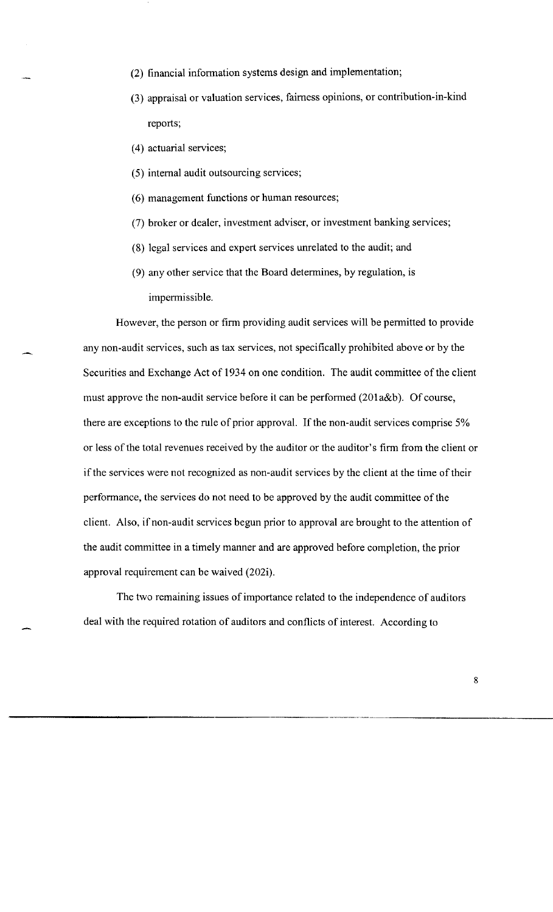(2) financial information systems design and implementation;

(3) appraisal or valuation services, fairness opinions, or contribution-in-kind reports;

(4) actuarial services;

(5) internal audit outsourcing services;

(6) management functions or human resources;

(7) broker or dealer, investment adviser, or investment banking services;

(8) legal services and expert services unrelated to the audit; and

(9) any other service that the Board determines, by regulation, is impermissible.

However, the person or firm providing audit services will be permitted to provide any non-audit services, such as tax services, not specifically prohibited above or by the Securities and Exchange Act of 1934 on one condition. The audit committee of the client must approve the non-audit service before it can be performed (201a&b). Of course, there are exceptions to the rule of prior approval. If the non-audit services comprise 5% or less of the total revenues received by the auditor or the auditor's firm from the client or if the services were not recognized as non-audit services by the client at the time of their performance, the services do not need to be approved by the audit committee of the client. Also, if non-audit services begun prior to approval are brought to the attention of the audit committee in a timely manner and are approved before completion, the prior approval requirement can be waived (202i).

The two remaining issues of importance related to the independence of auditors deal with the required rotation of auditors and conflicts of interest. According to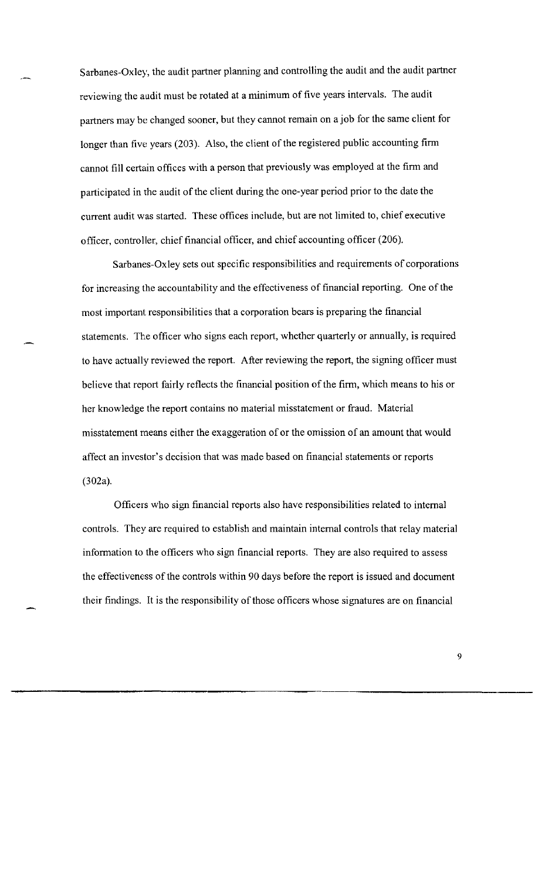Sarbanes-Oxley, the audit partner planning and controlling the audit and the audit partner reviewing the audit must be rotated at a minimum of five years intervals. The audit partners may be changed sooner, but they cannot remain on a job for the same client for longer than five years (203). Also, the client of the registered public accounting firm cannot fill certain offices with a person that previously was employed at the firm and participated in the audit of the client during the one-year period prior to the date the current audit was started. These offices include, but are not limited to, chief executive officer, controller, chief financial officer, and chief accounting officer (206).

Sarbanes-Oxley sets out specific responsibilities and requirements of corporations for increasing the accountability and the effectiveness of financial reporting. One of the most important responsibilities that a corporation bears is preparing the financial statements. The officer who signs each report, whether quarterly or annually, is required to have actually reviewed the report. After reviewing the report, the signing officer must believe that report fairly reflects the financial position of the firm, which means to his or her knowledge the report contains no material misstatement or fraud. Material misstatement means either the exaggeration of or the omission of an amount that would affect an investor's decision that was made based on financial statements or reports (302a).

Officers who sign financial reports also have responsibilities related to internal controls. They are required to establish and maintain internal controls that relay material information to the officers who sign financial reports. They are also required to assess the effectiveness of the controls within 90 days before the report is issued and document their findings. It is the responsibility of those officers whose signatures are on financial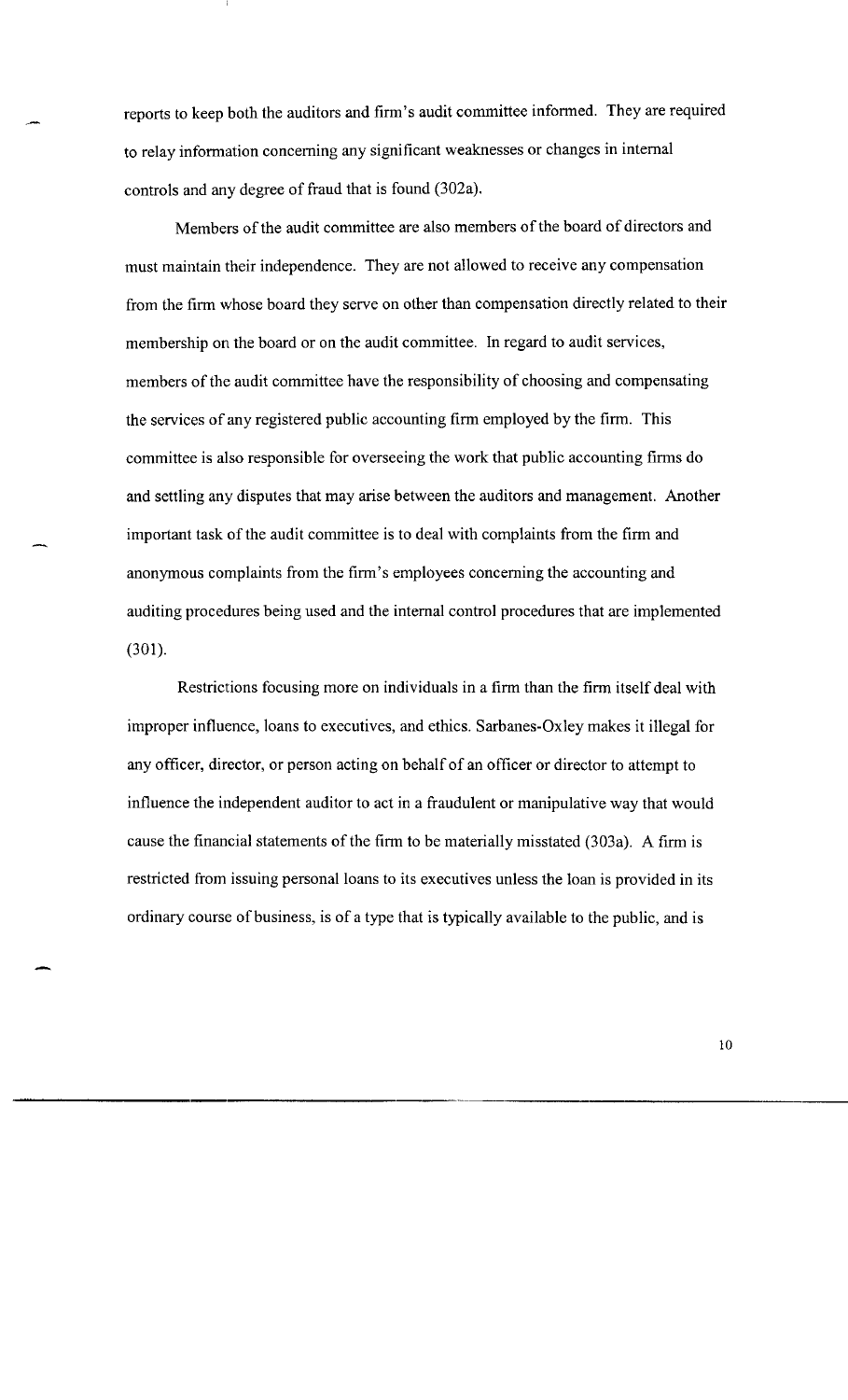reports to keep both the auditors and firm's audit committee informed. They are required to relay information concerning any significant weaknesses or changes in internal controls and any degree of fraud that is found (302a).

Members of the audit committee are also members of the board of directors and must maintain their independence. They are not allowed to receive any compensation from the firm whose board they serve on other than compensation directly related to their membership on the board or on the audit committee. In regard to audit services, members of the audit committee have the responsibility of choosing and compensating the services of any registered public accounting firm employed by the firm. This committee is also responsible for overseeing the work that public accounting firms do and settling any disputes that may arise between the auditors and management. Another important task of the audit committee is to deal with complaints from the firm and anonymous complaints from the firm's employees concerning the accounting and auditing procedures being used and the internal control procedures that are implemented (301).

Restrictions focusing more on individuals in a firm than the firm itself deal with improper influence, loans to executives, and ethics. Sarbanes-Oxley makes it illegal for any officer, director, or person acting on behalf of an officer or director to attempt to influence the independent auditor to act in a fraudulent or manipulative way that would cause the financial statements of the firm to be materially misstated (303a). A firm is restricted from issuing personal loans to its executives unless the loan is provided in its ordinary course of business, is of a type that is typically available to the public, and is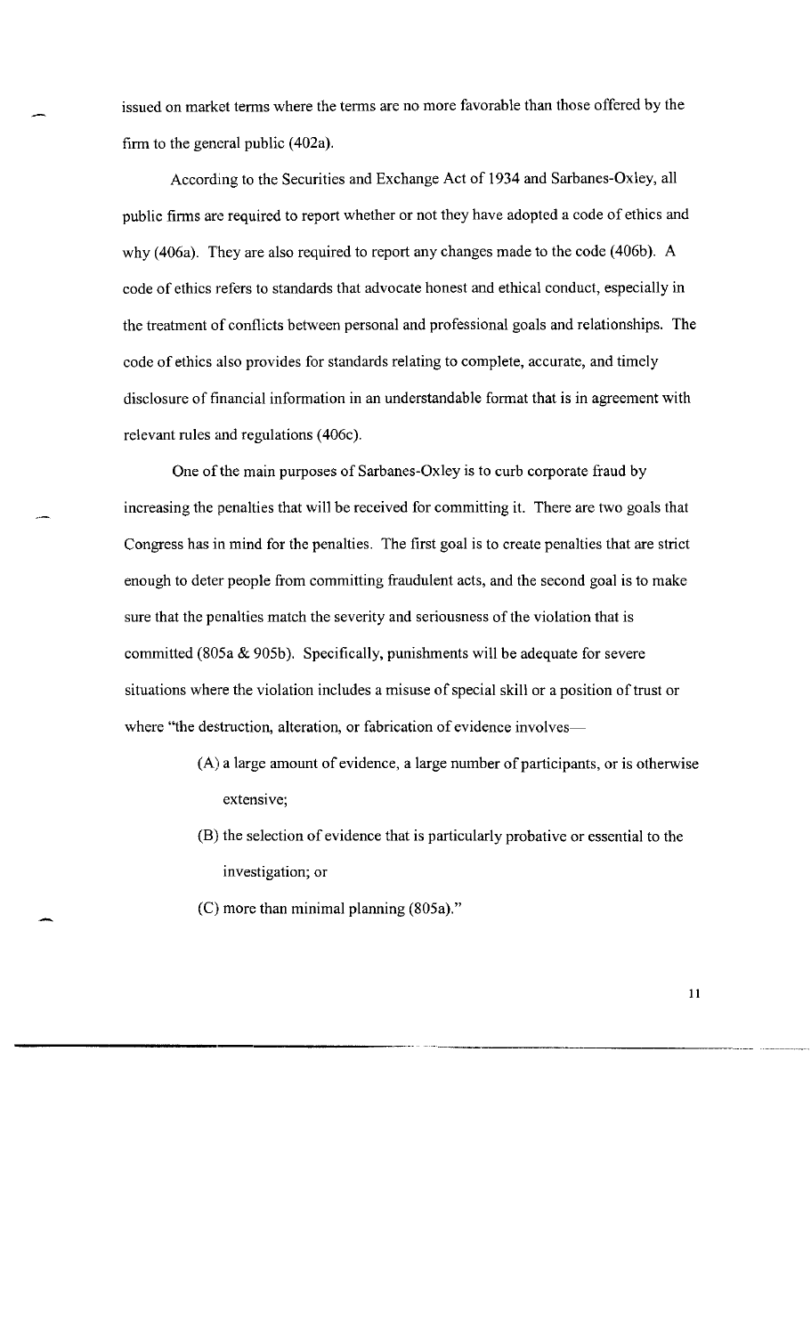issued on market terms where the terms are no more favorable than those offered by the firm to the general public (402a).

According to the Securities and Exchange Act of 1934 and Sarbanes-Oxley, all public firms are required to report whether or not they have adopted a code of ethics and why (406a). They are also required to report any changes made to the code (406b). A code of ethics refers to standards that advocate honest and ethical conduct, especially in the treatment of conflicts between personal and professional goals and relationships. The code of ethics also provides for standards relating to complete, accurate, and timely disclosure of financial information in an understandable format that is in agreement with relevant rules and regulations (406c).

One of the main purposes of Sarbanes-Oxley is to curb corporate fraud by increasing the penalties that will be received for committing it. There are two goals that Congress has in mind for the penalties. The first goal is to create penalties that are strict enough to deter people from committing fraudulent acts, and the second goal is to make sure that the penalties match the severity and seriousness of the violation that is committed (805a & 905b). Specifically, punishments will be adequate for severe situations where the violation includes a misuse of special skill or a position of trust or where "the destruction, alteration, or fabrication of evidence involves—

> (A) a large amount of evidence, a large number of participants, or is otherwise extensive;
>
> (B) the selection of evidence that is particularly probative or essential to the investigation; or
>
> (C) more than minimal planning (805a)."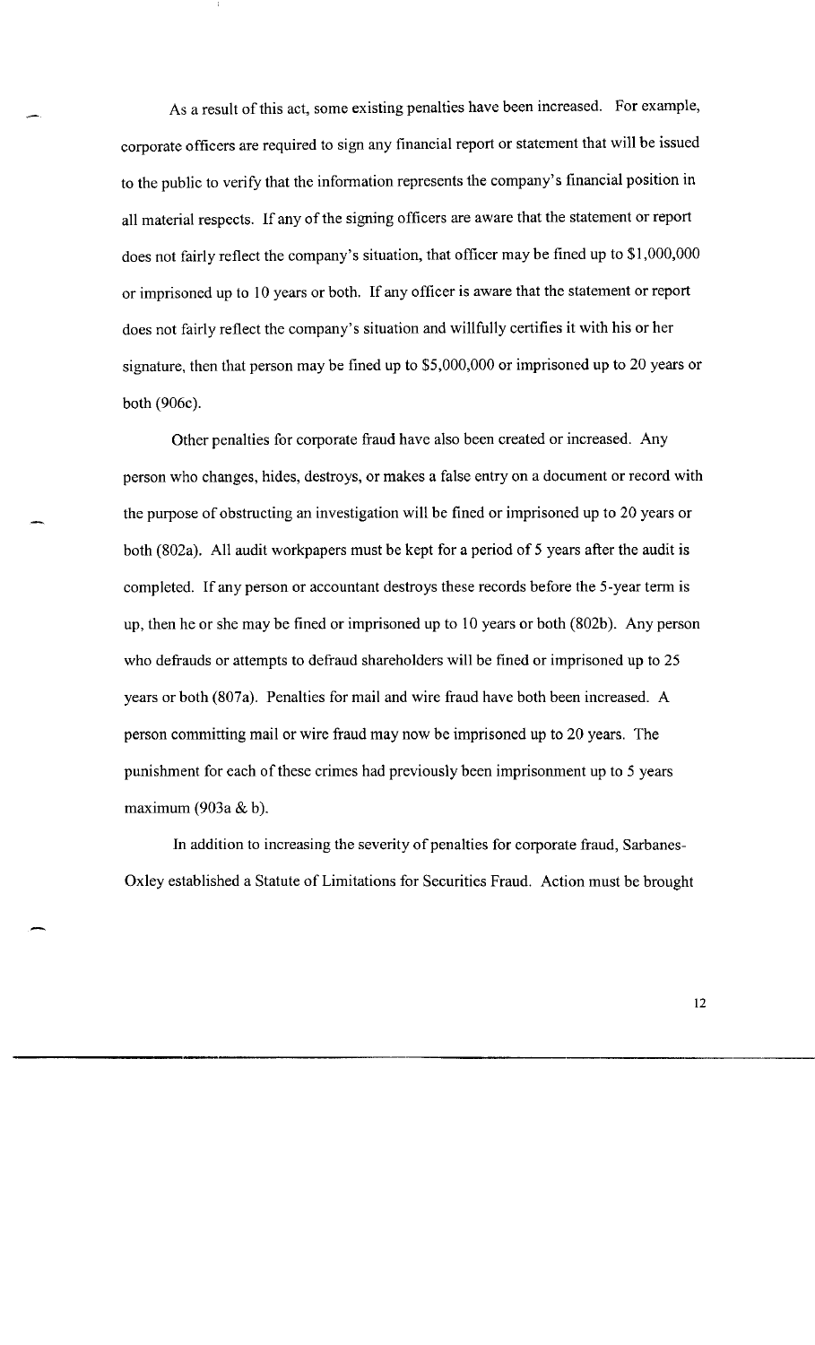As a result of this act, some existing penalties have been increased. For example, corporate officers are required to sign any financial report or statement that will be issued to the public to verify that the information represents the company's financial position in all material respects. If any of the signing officers are aware that the statement or report does not fairly reflect the company's situation, that officer may be fined up to $1,000,000 or imprisoned up to 10 years or both. If any officer is aware that the statement or report does not fairly reflect the company's situation and willfully certifies it with his or her signature, then that person may be fined up to $5,000,000 or imprisoned up to 20 years or both (906c).

Other penalties for corporate fraud have also been created or increased. Any person who changes, hides, destroys, or makes a false entry on a document or record with the purpose of obstructing an investigation will be fined or imprisoned up to 20 years or both (802a). All audit workpapers must be kept for a period of 5 years after the audit is completed. If any person or accountant destroys these records before the 5-year term is up, then he or she may be fined or imprisoned up to 10 years or both (802b). Any person who defrauds or attempts to defraud shareholders will be fined or imprisoned up to 25 years or both (807a). Penalties for mail and wire fraud have both been increased. A person committing mail or wire fraud may now be imprisoned up to 20 years. The punishment for each of these crimes had previously been imprisonment up to 5 years maximum (903a & b).

In addition to increasing the severity of penalties for corporate fraud, Sarbanes-Oxley established a Statute of Limitations for Securities Fraud. Action must be brought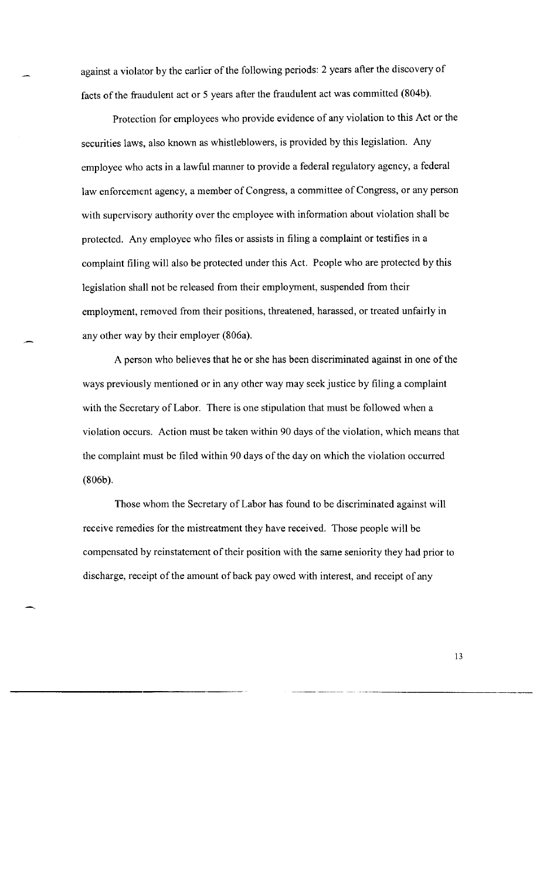against a violator by the earlier of the following periods: 2 years after the discovery of facts of the fraudulent act or 5 years after the fraudulent act was committed (804b).

Protection for employees who provide evidence of any violation to this Act or the securities laws, also known as whistleblowers, is provided by this legislation. Any employee who acts in a lawful manner to provide a federal regulatory agency, a federal law enforcement agency, a member of Congress, a committee of Congress, or any person with supervisory authority over the employee with information about violation shall be protected. Any employee who files or assists in filing a complaint or testifies in a complaint filing will also be protected under this Act. People who are protected by this legislation shall not be released from their employment, suspended from their employment, removed from their positions, threatened, harassed, or treated unfairly in any other way by their employer (806a).

A person who believes that he or she has been discriminated against in one of the ways previously mentioned or in any other way may seek justice by filing a complaint with the Secretary of Labor. There is one stipulation that must be followed when a violation occurs. Action must be taken within 90 days of the violation, which means that the complaint must be filed within 90 days of the day on which the violation occurred (806b).

Those whom the Secretary of Labor has found to be discriminated against will receive remedies for the mistreatment they have received. Those people will be compensated by reinstatement of their position with the same seniority they had prior to discharge, receipt of the amount of back pay owed with interest, and receipt of any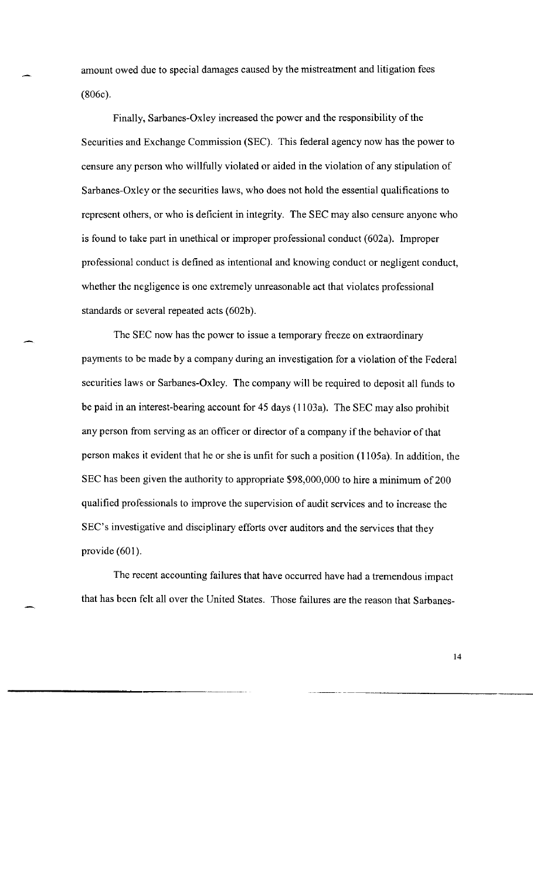amount owed due to special damages caused by the mistreatment and litigation fees (806c).

Finally, Sarbanes-Oxley increased the power and the responsibility of the Securities and Exchange Commission (SEC). This federal agency now has the power to censure any person who willfully violated or aided in the violation of any stipulation of Sarbanes-Oxley or the securities laws, who does not hold the essential qualifications to represent others, or who is deficient in integrity. The SEC may also censure anyone who is found to take part in unethical or improper professional conduct (602a). Improper professional conduct is defined as intentional and knowing conduct or negligent conduct, whether the negligence is one extremely unreasonable act that violates professional standards or several repeated acts (602b).

The SEC now has the power to issue a temporary freeze on extraordinary payments to be made by a company during an investigation for a violation of the Federal securities laws or Sarbanes-Oxley. The company will be required to deposit all funds to be paid in an interest-bearing account for 45 days (1103a). The SEC may also prohibit any person from serving as an officer or director of a company if the behavior of that person makes it evident that he or she is unfit for such a position (1105a). In addition, the SEC has been given the authority to appropriate $98,000,000 to hire a minimum of 200 qualified professionals to improve the supervision of audit services and to increase the SEC's investigative and disciplinary efforts over auditors and the services that they provide (601).

The recent accounting failures that have occurred have had a tremendous impact that has been felt all over the United States. Those failures are the reason that Sarbanes-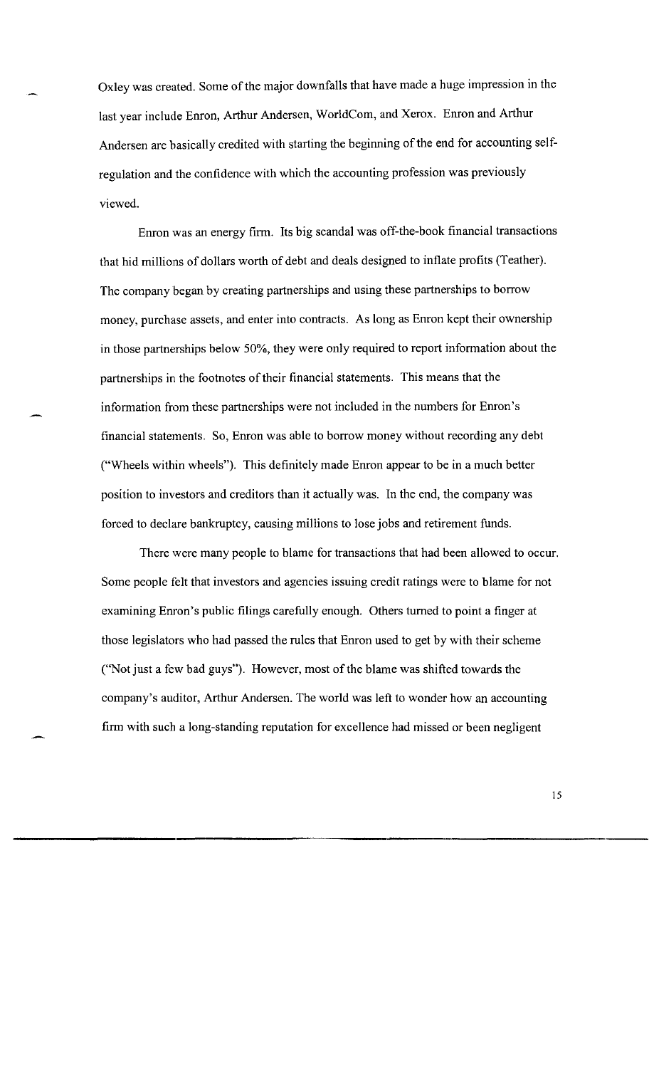Oxley was created. Some of the major downfalls that have made a huge impression in the last year include Enron, Arthur Andersen, WorldCom, and Xerox. Enron and Arthur Andersen are basically credited with starting the beginning of the end for accounting self-regulation and the confidence with which the accounting profession was previously viewed.

Enron was an energy firm. Its big scandal was off-the-book financial transactions that hid millions of dollars worth of debt and deals designed to inflate profits (Teather). The company began by creating partnerships and using these partnerships to borrow money, purchase assets, and enter into contracts. As long as Enron kept their ownership in those partnerships below 50%, they were only required to report information about the partnerships in the footnotes of their financial statements. This means that the information from these partnerships were not included in the numbers for Enron's financial statements. So, Enron was able to borrow money without recording any debt ("Wheels within wheels"). This definitely made Enron appear to be in a much better position to investors and creditors than it actually was. In the end, the company was forced to declare bankruptcy, causing millions to lose jobs and retirement funds.

There were many people to blame for transactions that had been allowed to occur. Some people felt that investors and agencies issuing credit ratings were to blame for not examining Enron's public filings carefully enough. Others turned to point a finger at those legislators who had passed the rules that Enron used to get by with their scheme ("Not just a few bad guys"). However, most of the blame was shifted towards the company's auditor, Arthur Andersen. The world was left to wonder how an accounting firm with such a long-standing reputation for excellence had missed or been negligent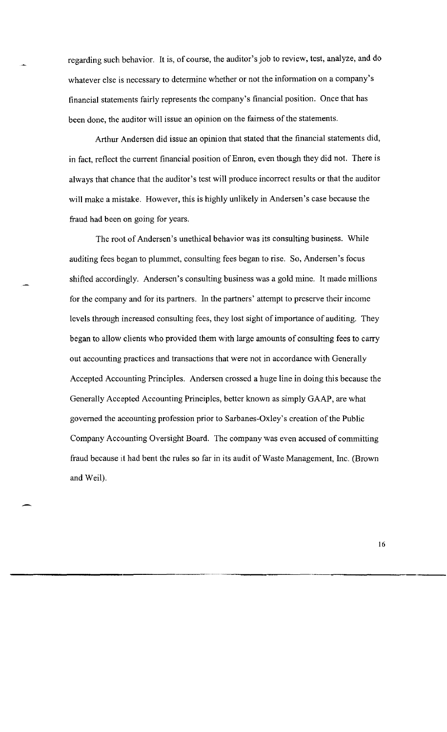regarding such behavior. It is, of course, the auditor's job to review, test, analyze, and do whatever else is necessary to determine whether or not the information on a company's financial statements fairly represents the company's financial position. Once that has been done, the auditor will issue an opinion on the fairness of the statements.

Arthur Andersen did issue an opinion that stated that the financial statements did, in fact, reflect the current financial position of Enron, even though they did not. There is always that chance that the auditor's test will produce incorrect results or that the auditor will make a mistake. However, this is highly unlikely in Andersen's case because the fraud had been on going for years.

The root of Andersen's unethical behavior was its consulting business. While auditing fees began to plummet, consulting fees began to rise. So, Andersen's focus shifted accordingly. Andersen's consulting business was a gold mine. It made millions for the company and for its partners. In the partners' attempt to preserve their income levels through increased consulting fees, they lost sight of importance of auditing. They began to allow clients who provided them with large amounts of consulting fees to carry out accounting practices and transactions that were not in accordance with Generally Accepted Accounting Principles. Andersen crossed a huge line in doing this because the Generally Accepted Accounting Principles, better known as simply GAAP, are what governed the accounting profession prior to Sarbanes-Oxley's creation of the Public Company Accounting Oversight Board. The company was even accused of committing fraud because it had bent the rules so far in its audit of Waste Management, Inc. (Brown and Weil).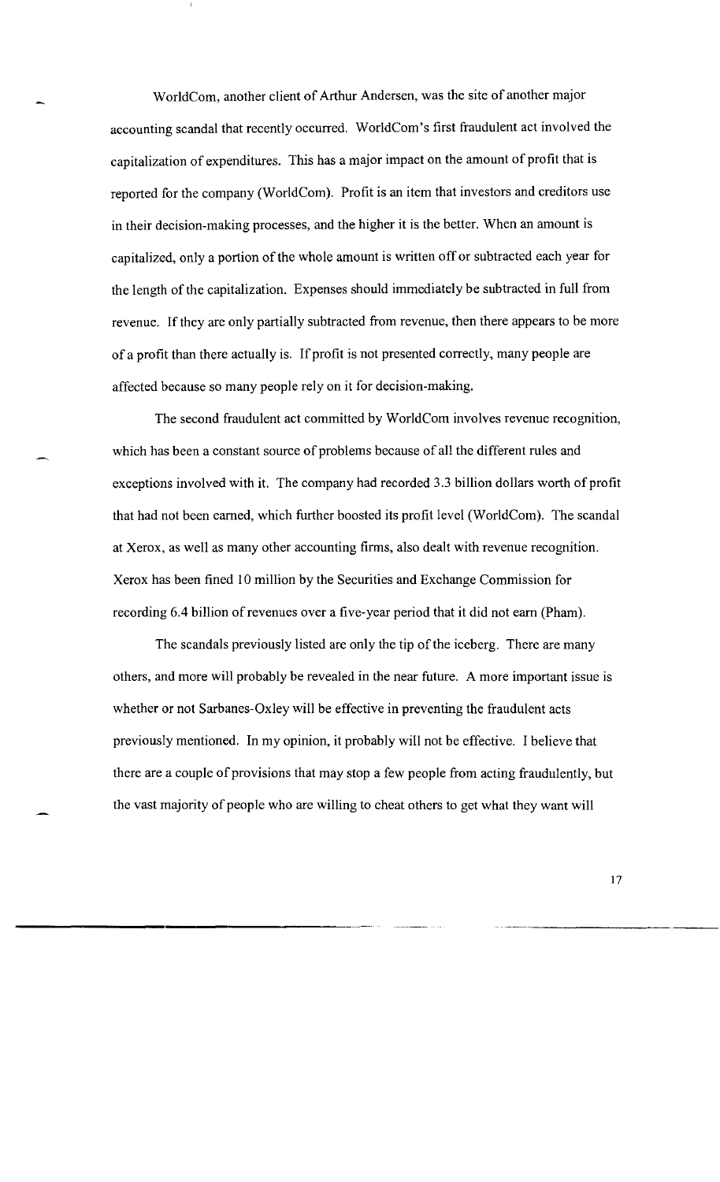WorldCom, another client of Arthur Andersen, was the site of another major accounting scandal that recently occurred. WorldCom's first fraudulent act involved the capitalization of expenditures. This has a major impact on the amount of profit that is reported for the company (WorldCom). Profit is an item that investors and creditors use in their decision-making processes, and the higher it is the better. When an amount is capitalized, only a portion of the whole amount is written off or subtracted each year for the length of the capitalization. Expenses should immediately be subtracted in full from revenue. If they are only partially subtracted from revenue, then there appears to be more of a profit than there actually is. If profit is not presented correctly, many people are affected because so many people rely on it for decision-making.

The second fraudulent act committed by WorldCom involves revenue recognition, which has been a constant source of problems because of all the different rules and exceptions involved with it. The company had recorded 3.3 billion dollars worth of profit that had not been earned, which further boosted its profit level (WorldCom). The scandal at Xerox, as well as many other accounting firms, also dealt with revenue recognition. Xerox has been fined 10 million by the Securities and Exchange Commission for recording 6.4 billion of revenues over a five-year period that it did not earn (Pham).

The scandals previously listed are only the tip of the iceberg. There are many others, and more will probably be revealed in the near future. A more important issue is whether or not Sarbanes-Oxley will be effective in preventing the fraudulent acts previously mentioned. In my opinion, it probably will not be effective. I believe that there are a couple of provisions that may stop a few people from acting fraudulently, but the vast majority of people who are willing to cheat others to get what they want will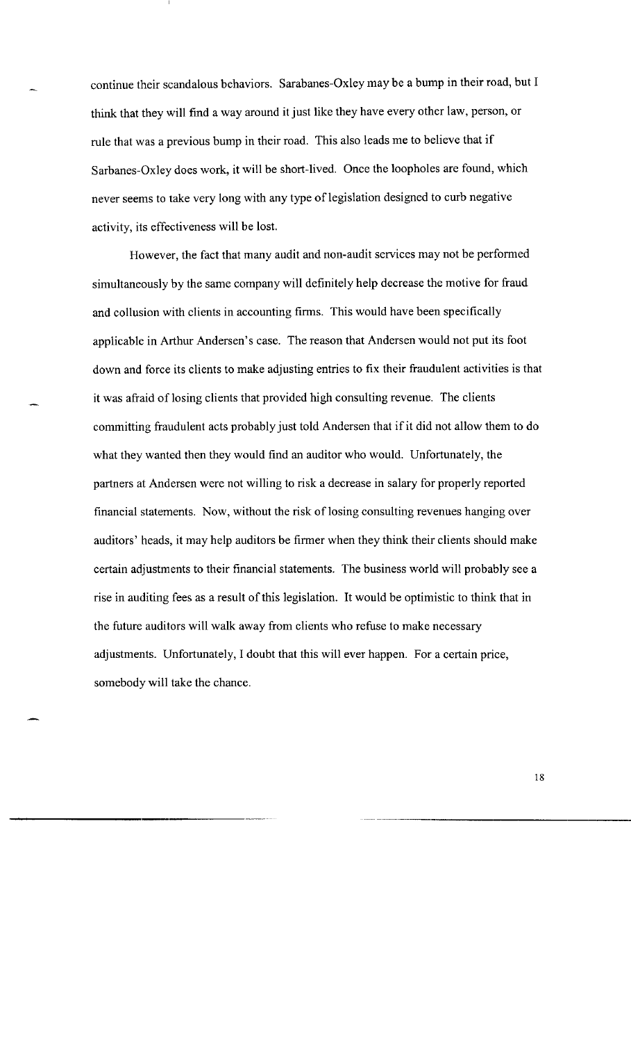continue their scandalous behaviors. Sarabanes-Oxley may be a bump in their road, but I think that they will find a way around it just like they have every other law, person, or rule that was a previous bump in their road. This also leads me to believe that if Sarabanes-Oxley does work, it will be short-lived. Once the loopholes are found, which never seems to take very long with any type of legislation designed to curb negative activity, its effectiveness will be lost.

However, the fact that many audit and non-audit services may not be performed simultaneously by the same company will definitely help decrease the motive for fraud and collusion with clients in accounting firms. This would have been specifically applicable in Arthur Andersen's case. The reason that Andersen would not put its foot down and force its clients to make adjusting entries to fix their fraudulent activities is that it was afraid of losing clients that provided high consulting revenue. The clients committing fraudulent acts probably just told Andersen that if it did not allow them to do what they wanted then they would find an auditor who would. Unfortunately, the partners at Andersen were not willing to risk a decrease in salary for properly reported financial statements. Now, without the risk of losing consulting revenues hanging over auditors' heads, it may help auditors be firmer when they think their clients should make certain adjustments to their financial statements. The business world will probably see a rise in auditing fees as a result of this legislation. It would be optimistic to think that in the future auditors will walk away from clients who refuse to make necessary adjustments. Unfortunately, I doubt that this will ever happen. For a certain price, somebody will take the chance.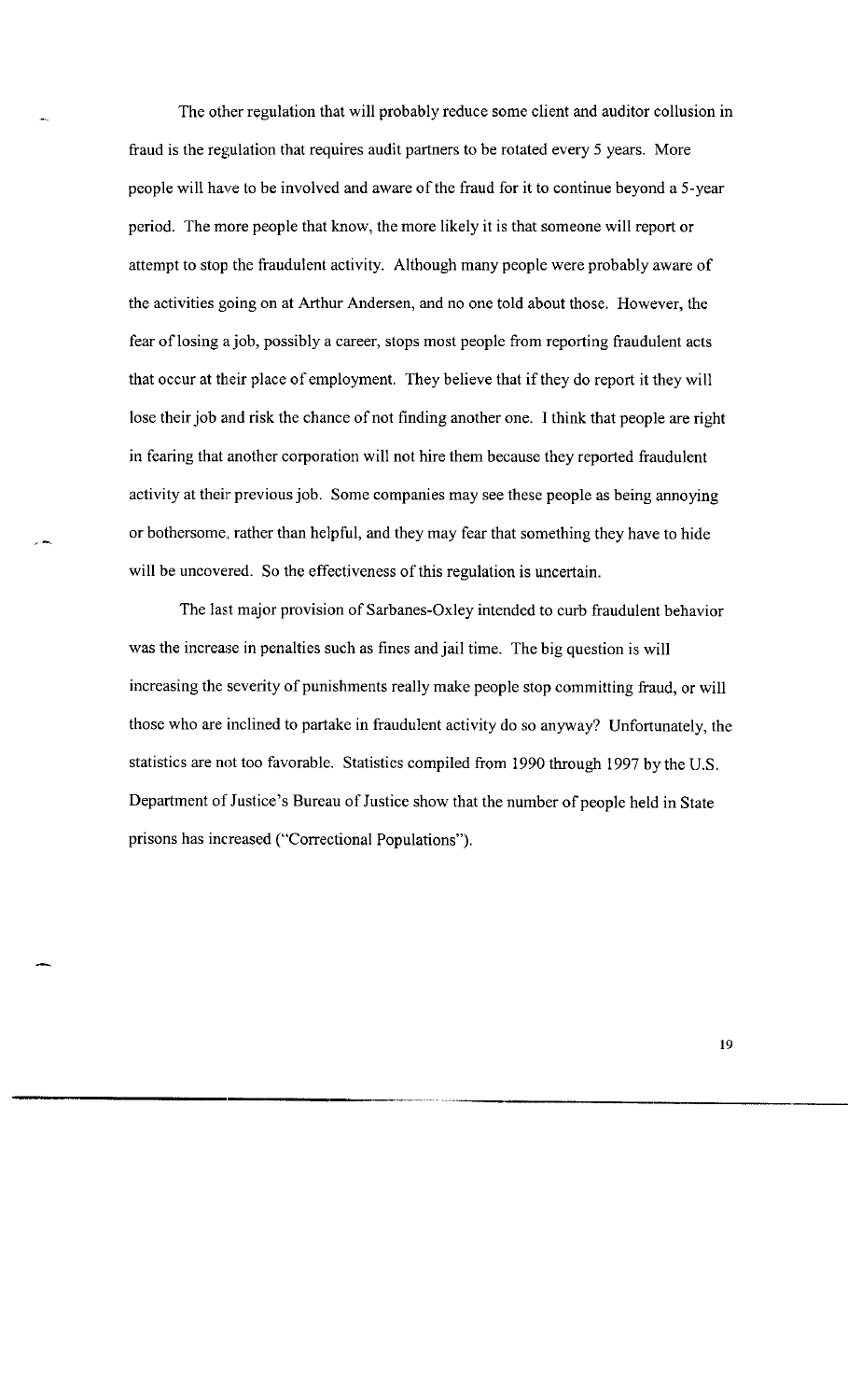The other regulation that will probably reduce some client and auditor collusion in fraud is the regulation that requires audit partners to be rotated every 5 years. More people will have to be involved and aware of the fraud for it to continue beyond a 5-year period. The more people that know, the more likely it is that someone will report or attempt to stop the fraudulent activity. Although many people were probably aware of the activities going on at Arthur Andersen, and no one told about those. However, the fear of losing a job, possibly a career, stops most people from reporting fraudulent acts that occur at their place of employment. They believe that if they do report it they will lose their job and risk the chance of not finding another one. I think that people are right in fearing that another corporation will not hire them because they reported fraudulent activity at their previous job. Some companies may see these people as being annoying or bothersome, rather than helpful, and they may fear that something they have to hide will be uncovered. So the effectiveness of this regulation is uncertain.

The last major provision of Sarbanes-Oxley intended to curb fraudulent behavior was the increase in penalties such as fines and jail time. The big question is will increasing the severity of punishments really make people stop committing fraud, or will those who are inclined to partake in fraudulent activity do so anyway? Unfortunately, the statistics are not too favorable. Statistics compiled from 1990 through 1997 by the U.S. Department of Justice's Bureau of Justice show that the number of people held in State prisons has increased ("Correctional Populations").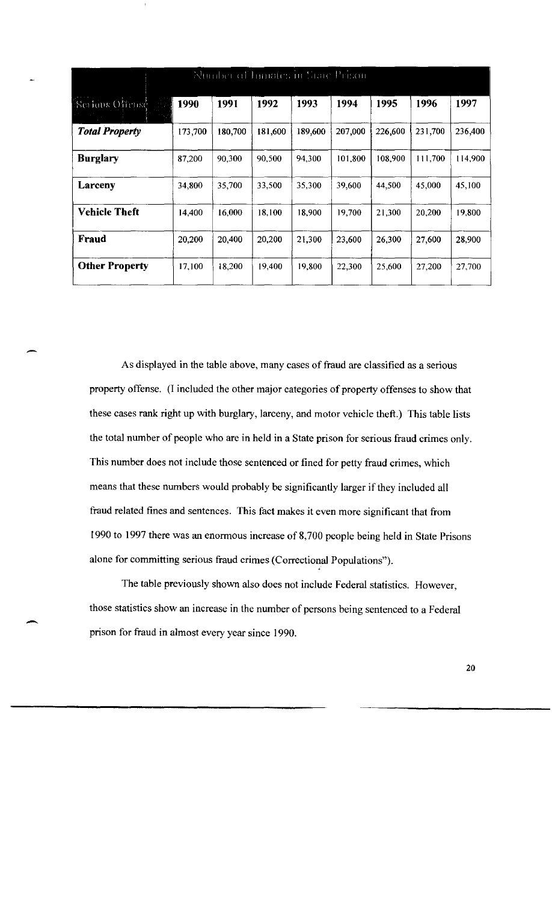| Number of Inmates in State Prison | | | | | | | | |
|---|---|---|---|---|---|---|---|---|
| Serious Offense | 1990 | 1991 | 1992 | 1993 | 1994 | 1995 | 1996 | 1997 |
| ***Total Property*** | 173,700 | 180,700 | 181,600 | 189,600 | 207,000 | 226,600 | 231,700 | 236,400 |
| **Burglary** | 87,200 | 90,300 | 90,500 | 94,300 | 101,800 | 108,900 | 111,700 | 114,900 |
| **Larceny** | 34,800 | 35,700 | 33,500 | 35,300 | 39,600 | 44,500 | 45,000 | 45,100 |
| **Vehicle Theft** | 14,400 | 16,000 | 18,100 | 18,900 | 19,700 | 21,300 | 20,200 | 19,800 |
| **Fraud** | 20,200 | 20,400 | 20,200 | 21,300 | 23,600 | 26,300 | 27,600 | 28,900 |
| **Other Property** | 17,100 | 18,200 | 19,400 | 19,800 | 22,300 | 25,600 | 27,200 | 27,700 |

As displayed in the table above, many cases of fraud are classified as a serious property offense. (I included the other major categories of property offenses to show that these cases rank right up with burglary, larceny, and motor vehicle theft.) This table lists the total number of people who are in held in a State prison for serious fraud crimes only. This number does not include those sentenced or fined for petty fraud crimes, which means that these numbers would probably be significantly larger if they included all fraud related fines and sentences. This fact makes it even more significant that from 1990 to 1997 there was an enormous increase of 8,700 people being held in State Prisons alone for committing serious fraud crimes (Correctional Populations").

The table previously shown also does not include Federal statistics. However, those statistics show an increase in the number of persons being sentenced to a Federal prison for fraud in almost every year since 1990.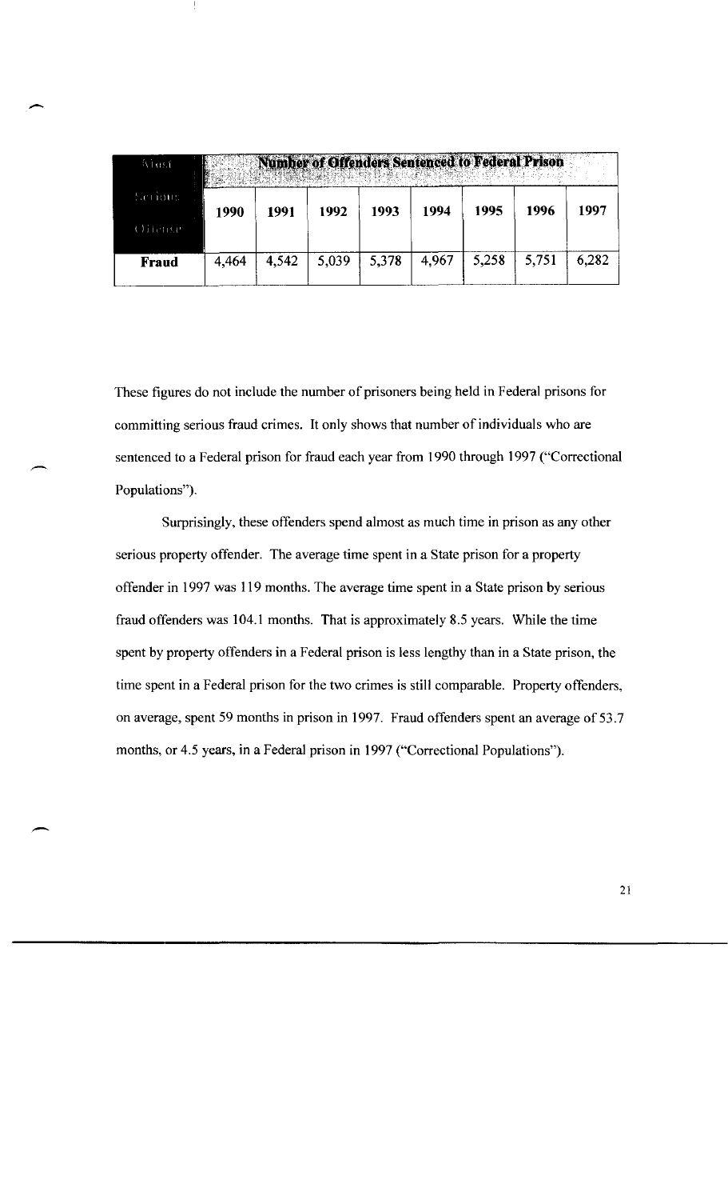| Most Serious Offense | Number of Offenders Sentenced to Federal Prison | | | | | | | |
|---|---|---|---|---|---|---|---|---|
| | 1990 | 1991 | 1992 | 1993 | 1994 | 1995 | 1996 | 1997 |
| **Fraud** | 4,464 | 4,542 | 5,039 | 5,378 | 4,967 | 5,258 | 5,751 | 6,282 |

These figures do not include the number of prisoners being held in Federal prisons for committing serious fraud crimes. It only shows that number of individuals who are sentenced to a Federal prison for fraud each year from 1990 through 1997 ("Correctional Populations").

Surprisingly, these offenders spend almost as much time in prison as any other serious property offender. The average time spent in a State prison for a property offender in 1997 was 119 months. The average time spent in a State prison by serious fraud offenders was 104.1 months. That is approximately 8.5 years. While the time spent by property offenders in a Federal prison is less lengthy than in a State prison, the time spent in a Federal prison for the two crimes is still comparable. Property offenders, on average, spent 59 months in prison in 1997. Fraud offenders spent an average of 53.7 months, or 4.5 years, in a Federal prison in 1997 ("Correctional Populations").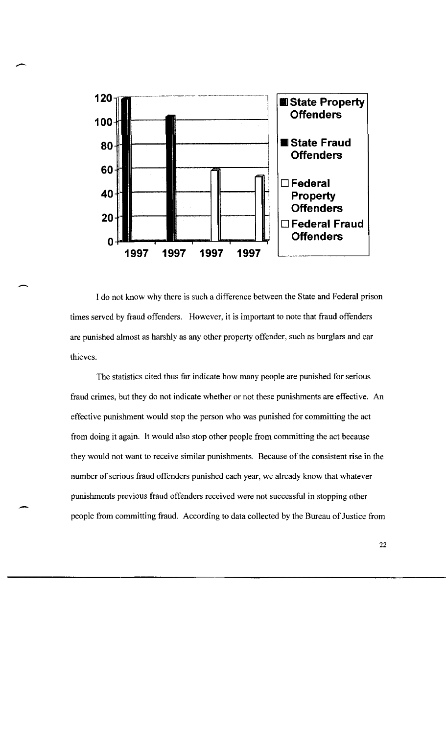I do not know why there is such a difference between the State and Federal prison times served by fraud offenders. However, it is important to note that fraud offenders are punished almost as harshly as any other property offender, such as burglars and car thieves.

The statistics cited thus far indicate how many people are punished for serious fraud crimes, but they do not indicate whether or not these punishments are effective. An effective punishment would stop the person who was punished for committing the act from doing it again. It would also stop other people from committing the act because they would not want to receive similar punishments. Because of the consistent rise in the number of serious fraud offenders punished each year, we already know that whatever punishments previous fraud offenders received were not successful in stopping other people from committing fraud. According to data collected by the Bureau of Justice from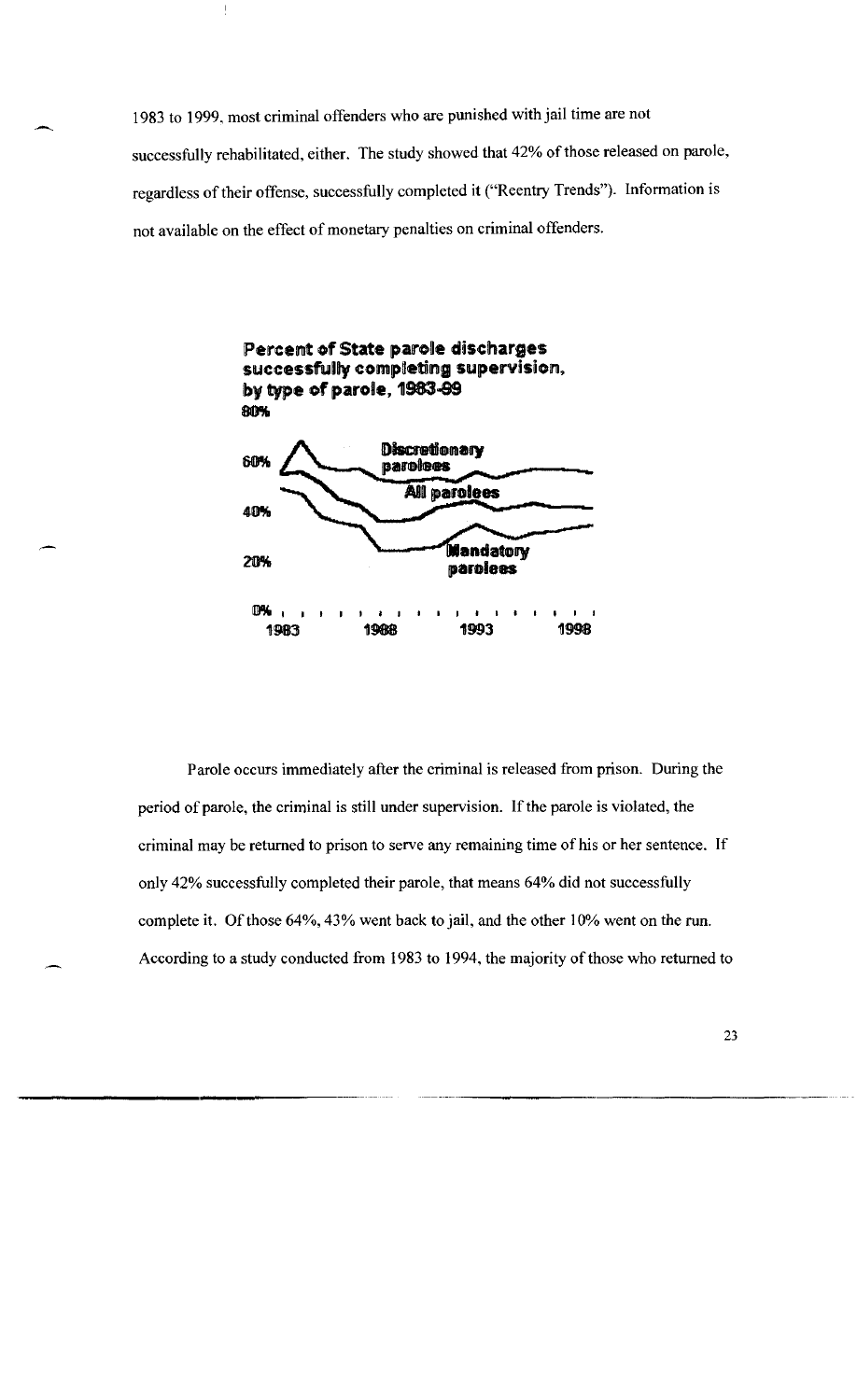1983 to 1999, most criminal offenders who are punished with jail time are not successfully rehabilitated, either. The study showed that 42% of those released on parole, regardless of their offense, successfully completed it ("Reentry Trends"). Information is not available on the effect of monetary penalties on criminal offenders.

**Percent of State parole discharges successfully completing supervision, by type of parole, 1983-99**

Parole occurs immediately after the criminal is released from prison. During the period of parole, the criminal is still under supervision. If the parole is violated, the criminal may be returned to prison to serve any remaining time of his or her sentence. If only 42% successfully completed their parole, that means 64% did not successfully complete it. Of those 64%, 43% went back to jail, and the other 10% went on the run. According to a study conducted from 1983 to 1994, the majority of those who returned to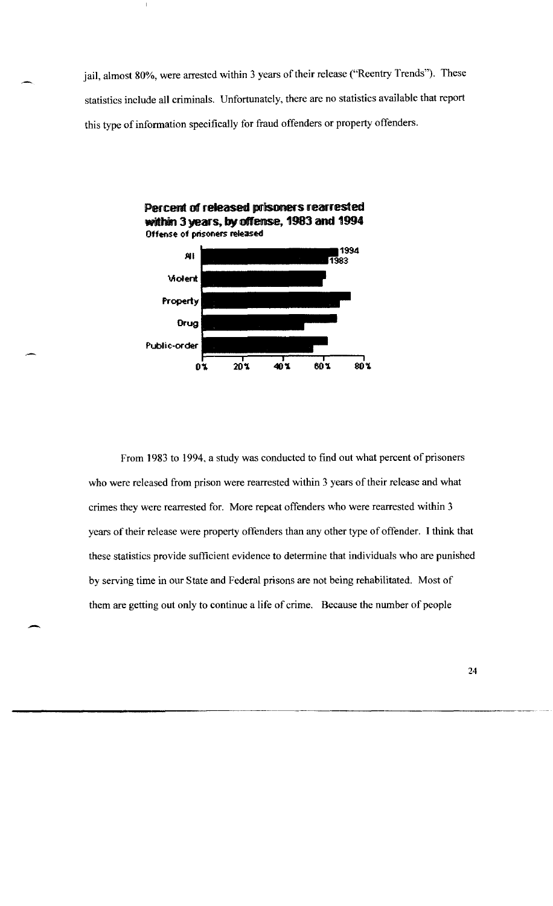jail, almost 80%, were arrested within 3 years of their release ("Reentry Trends"). These statistics include all criminals. Unfortunately, there are no statistics available that report this type of information specifically for fraud offenders or property offenders.

**Percent of released prisoners rearrested within 3 years, by offense, 1983 and 1994**

Offense of prisoners released

All — 1994, 1983

Violent

Property

Drug

Public-order

0% 20% 40% 60% 80%

From 1983 to 1994, a study was conducted to find out what percent of prisoners who were released from prison were rearrested within 3 years of their release and what crimes they were rearrested for. More repeat offenders who were rearrested within 3 years of their release were property offenders than any other type of offender. I think that these statistics provide sufficient evidence to determine that individuals who are punished by serving time in our State and Federal prisons are not being rehabilitated. Most of them are getting out only to continue a life of crime. Because the number of people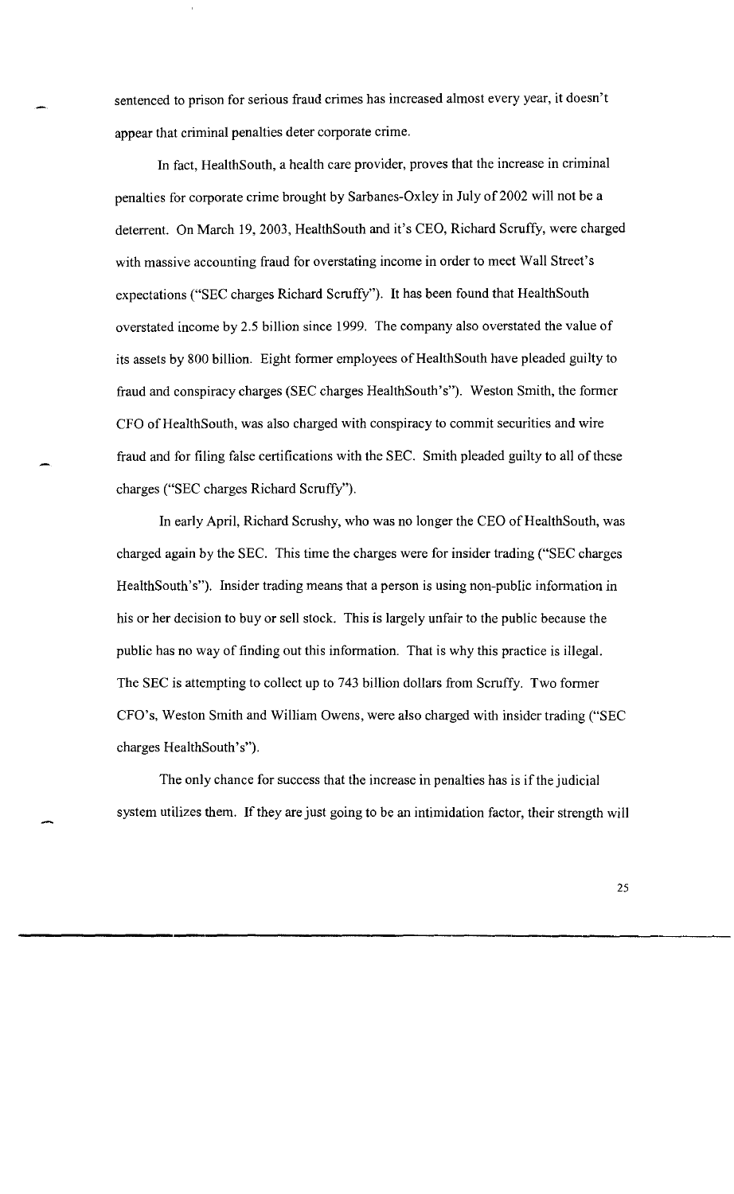sentenced to prison for serious fraud crimes has increased almost every year, it doesn't appear that criminal penalties deter corporate crime.

In fact, HealthSouth, a health care provider, proves that the increase in criminal penalties for corporate crime brought by Sarbanes-Oxley in July of 2002 will not be a deterrent. On March 19, 2003, HealthSouth and it's CEO, Richard Scruffy, were charged with massive accounting fraud for overstating income in order to meet Wall Street's expectations ("SEC charges Richard Scruffy"). It has been found that HealthSouth overstated income by 2.5 billion since 1999. The company also overstated the value of its assets by 800 billion. Eight former employees of HealthSouth have pleaded guilty to fraud and conspiracy charges (SEC charges HealthSouth's"). Weston Smith, the former CFO of HealthSouth, was also charged with conspiracy to commit securities and wire fraud and for filing false certifications with the SEC. Smith pleaded guilty to all of these charges ("SEC charges Richard Scruffy").

In early April, Richard Scrushy, who was no longer the CEO of HealthSouth, was charged again by the SEC. This time the charges were for insider trading ("SEC charges HealthSouth's"). Insider trading means that a person is using non-public information in his or her decision to buy or sell stock. This is largely unfair to the public because the public has no way of finding out this information. That is why this practice is illegal. The SEC is attempting to collect up to 743 billion dollars from Scruffy. Two former CFO's, Weston Smith and William Owens, were also charged with insider trading ("SEC charges HealthSouth's").

The only chance for success that the increase in penalties has is if the judicial system utilizes them. If they are just going to be an intimidation factor, their strength will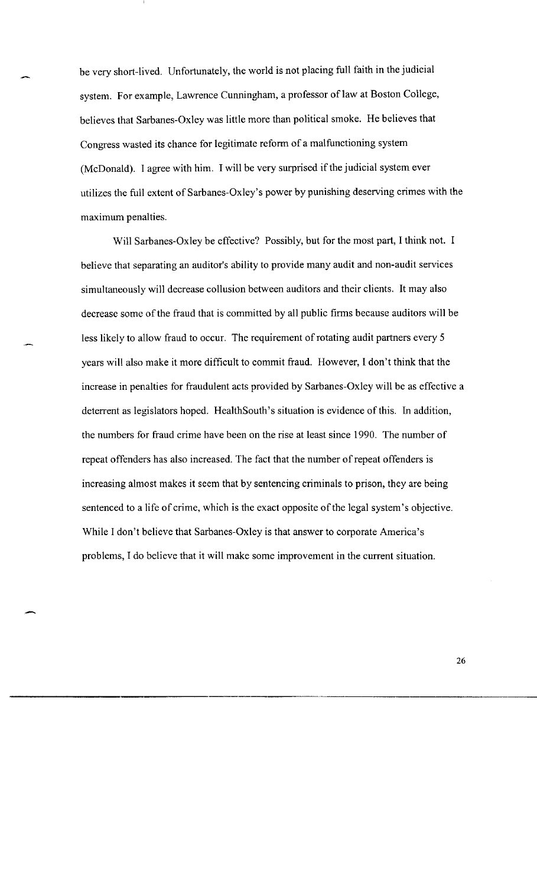be very short-lived. Unfortunately, the world is not placing full faith in the judicial system. For example, Lawrence Cunningham, a professor of law at Boston College, believes that Sarbanes-Oxley was little more than political smoke. He believes that Congress wasted its chance for legitimate reform of a malfunctioning system (McDonald). I agree with him. I will be very surprised if the judicial system ever utilizes the full extent of Sarbanes-Oxley's power by punishing deserving crimes with the maximum penalties.

Will Sarbanes-Oxley be effective? Possibly, but for the most part, I think not. I believe that separating an auditor's ability to provide many audit and non-audit services simultaneously will decrease collusion between auditors and their clients. It may also decrease some of the fraud that is committed by all public firms because auditors will be less likely to allow fraud to occur. The requirement of rotating audit partners every 5 years will also make it more difficult to commit fraud. However, I don't think that the increase in penalties for fraudulent acts provided by Sarbanes-Oxley will be as effective a deterrent as legislators hoped. HealthSouth's situation is evidence of this. In addition, the numbers for fraud crime have been on the rise at least since 1990. The number of repeat offenders has also increased. The fact that the number of repeat offenders is increasing almost makes it seem that by sentencing criminals to prison, they are being sentenced to a life of crime, which is the exact opposite of the legal system's objective. While I don't believe that Sarbanes-Oxley is that answer to corporate America's problems, I do believe that it will make some improvement in the current situation.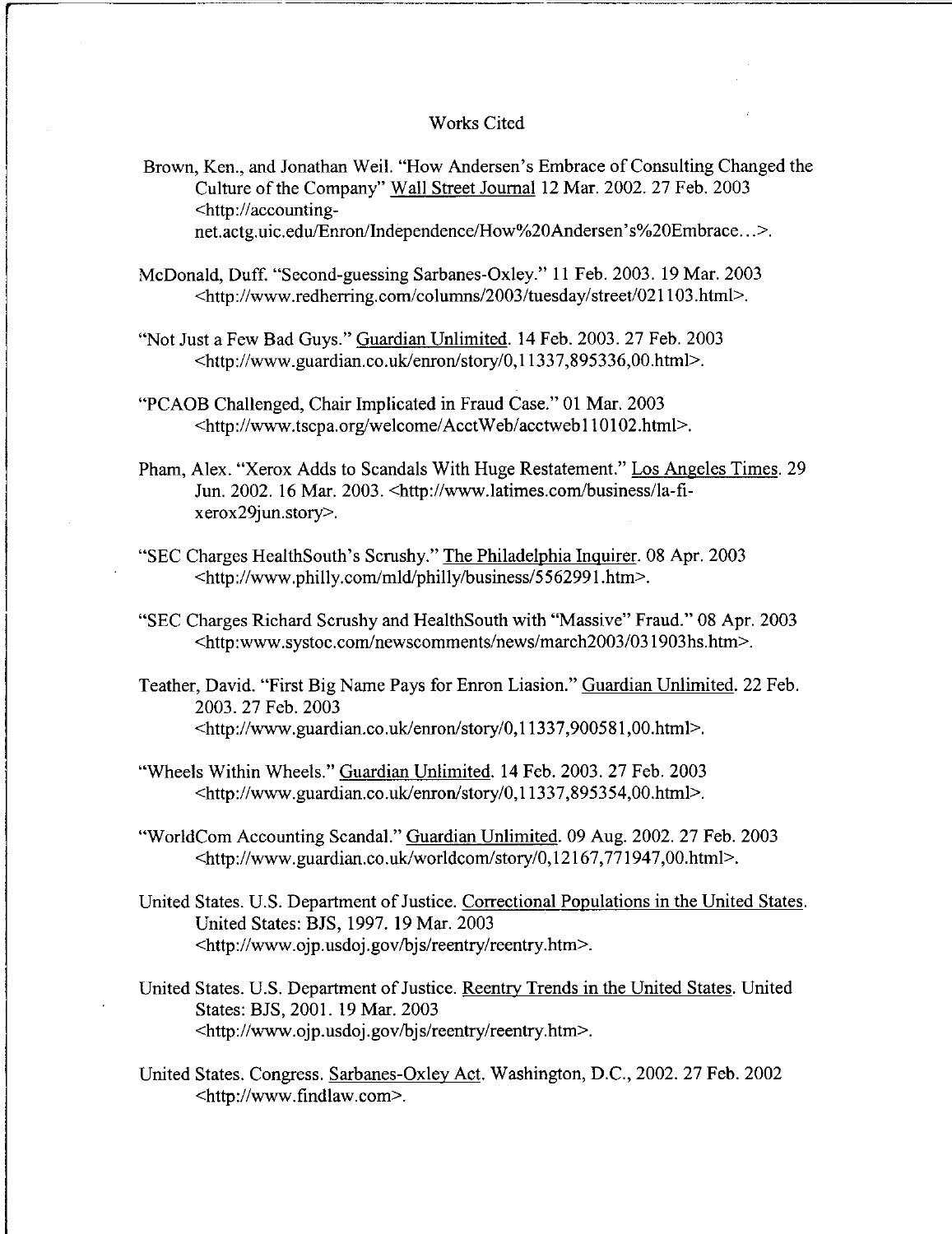# Works Cited

Brown, Ken., and Jonathan Weil. "How Andersen's Embrace of Consulting Changed the Culture of the Company" Wall Street Journal 12 Mar. 2002. 27 Feb. 2003 <http://accounting-net.actg.uic.edu/Enron/Independence/How%20Andersen's%20Embrace...>.

McDonald, Duff. "Second-guessing Sarbanes-Oxley." 11 Feb. 2003. 19 Mar. 2003 <http://www.redherring.com/columns/2003/tuesday/street/021103.html>.

"Not Just a Few Bad Guys." Guardian Unlimited. 14 Feb. 2003. 27 Feb. 2003 <http://www.guardian.co.uk/enron/story/0,11337,895336,00.html>.

"PCAOB Challenged, Chair Implicated in Fraud Case." 01 Mar. 2003 <http://www.tscpa.org/welcome/AcctWeb/acctweb110102.html>.

Pham, Alex. "Xerox Adds to Scandals With Huge Restatement." Los Angeles Times. 29 Jun. 2002. 16 Mar. 2003. <http://www.latimes.com/business/la-fi-xerox29jun.story>.

"SEC Charges HealthSouth's Scrushy." The Philadelphia Inquirer. 08 Apr. 2003 <http://www.philly.com/mld/philly/business/5562991.htm>.

"SEC Charges Richard Scrushy and HealthSouth with "Massive" Fraud." 08 Apr. 2003 <http:www.systoc.com/newscomments/news/march2003/031903hs.htm>.

Teather, David. "First Big Name Pays for Enron Liasion." Guardian Unlimited. 22 Feb. 2003. 27 Feb. 2003 <http://www.guardian.co.uk/enron/story/0,11337,900581,00.html>.

"Wheels Within Wheels." Guardian Unlimited. 14 Feb. 2003. 27 Feb. 2003 <http://www.guardian.co.uk/enron/story/0,11337,895354,00.html>.

"WorldCom Accounting Scandal." Guardian Unlimited. 09 Aug. 2002. 27 Feb. 2003 <http://www.guardian.co.uk/worldcom/story/0,12167,771947,00.html>.

United States. U.S. Department of Justice. Correctional Populations in the United States. United States: BJS, 1997. 19 Mar. 2003 <http://www.ojp.usdoj.gov/bjs/reentry/reentry.htm>.

United States. U.S. Department of Justice. Reentry Trends in the United States. United States: BJS, 2001. 19 Mar. 2003 <http://www.ojp.usdoj.gov/bjs/reentry/reentry.htm>.

United States. Congress. Sarbanes-Oxley Act. Washington, D.C., 2002. 27 Feb. 2002 <http://www.findlaw.com>.